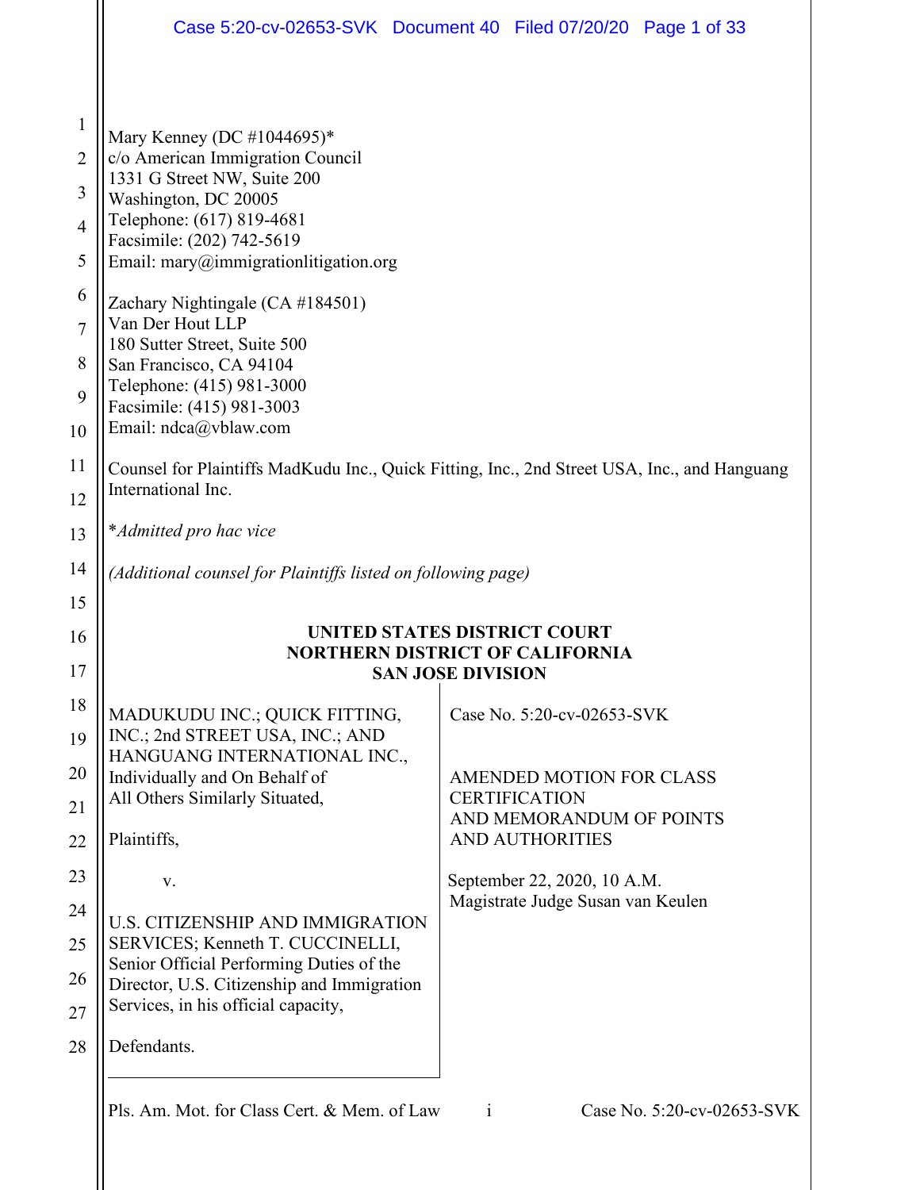Mary Kenney (DC #1044695)*
c/o American Immigration Council
1331 G Street NW, Suite 200
Washington, DC 20005
Telephone: (617) 819-4681
Facsimile: (202) 742-5619
Email: mary@immigrationlitigation.org

Zachary Nightingale (CA #184501)
Van Der Hout LLP
180 Sutter Street, Suite 500
San Francisco, CA 94104
Telephone: (415) 981-3000
Facsimile: (415) 981-3003
Email: ndca@vblaw.com

Counsel for Plaintiffs MadKudu Inc., Quick Fitting, Inc., 2nd Street USA, Inc., and Hanguang International Inc.

**Admitted pro hac vice*

*(Additional counsel for Plaintiffs listed on following page)*

**UNITED STATES DISTRICT COURT**
**NORTHERN DISTRICT OF CALIFORNIA**
**SAN JOSE DIVISION**

| | |
|---|---|
| MADUKUDU INC.; QUICK FITTING, INC.; 2nd STREET USA, INC.; AND HANGUANG INTERNATIONAL INC., Individually and On Behalf of All Others Similarly Situated,<br><br>Plaintiffs,<br><br>v.<br><br>U.S. CITIZENSHIP AND IMMIGRATION SERVICES; Kenneth T. CUCCINELLI, Senior Official Performing Duties of the Director, U.S. Citizenship and Immigration Services, in his official capacity,<br><br>Defendants. | Case No. 5:20-cv-02653-SVK<br><br>AMENDED MOTION FOR CLASS CERTIFICATION AND MEMORANDUM OF POINTS AND AUTHORITIES<br><br>September 22, 2020, 10 A.M.<br>Magistrate Judge Susan van Keulen |

Pls. Am. Mot. for Class Cert. & Mem. of Law i Case No. 5:20-cv-02653-SVK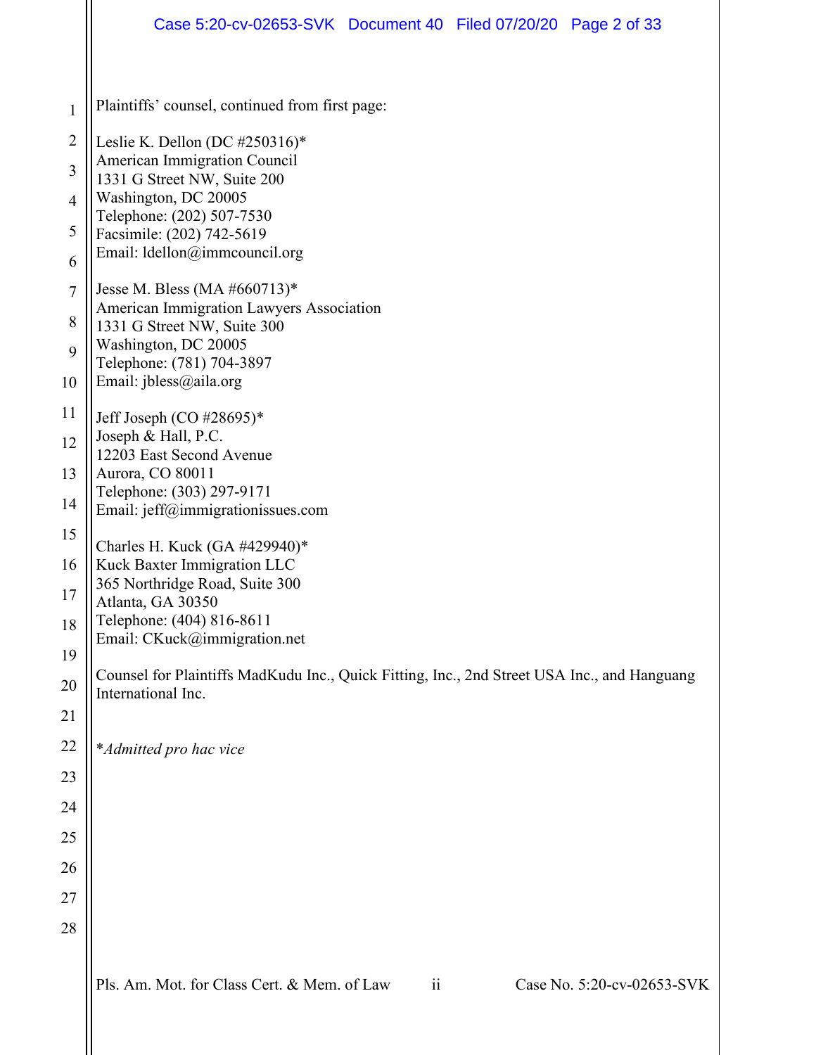Plaintiffs' counsel, continued from first page:

Leslie K. Dellon (DC #250316)*
American Immigration Council
1331 G Street NW, Suite 200
Washington, DC 20005
Telephone: (202) 507-7530
Facsimile: (202) 742-5619
Email: ldellon@immcouncil.org

Jesse M. Bless (MA #660713)*
American Immigration Lawyers Association
1331 G Street NW, Suite 300
Washington, DC 20005
Telephone: (781) 704-3897
Email: jbless@aila.org

Jeff Joseph (CO #28695)*
Joseph & Hall, P.C.
12203 East Second Avenue
Aurora, CO 80011
Telephone: (303) 297-9171
Email: jeff@immigrationissues.com

Charles H. Kuck (GA #429940)*
Kuck Baxter Immigration LLC
365 Northridge Road, Suite 300
Atlanta, GA 30350
Telephone: (404) 816-8611
Email: CKuck@immigration.net

Counsel for Plaintiffs MadKudu Inc., Quick Fitting, Inc., 2nd Street USA Inc., and Hanguang International Inc.

**Admitted pro hac vice*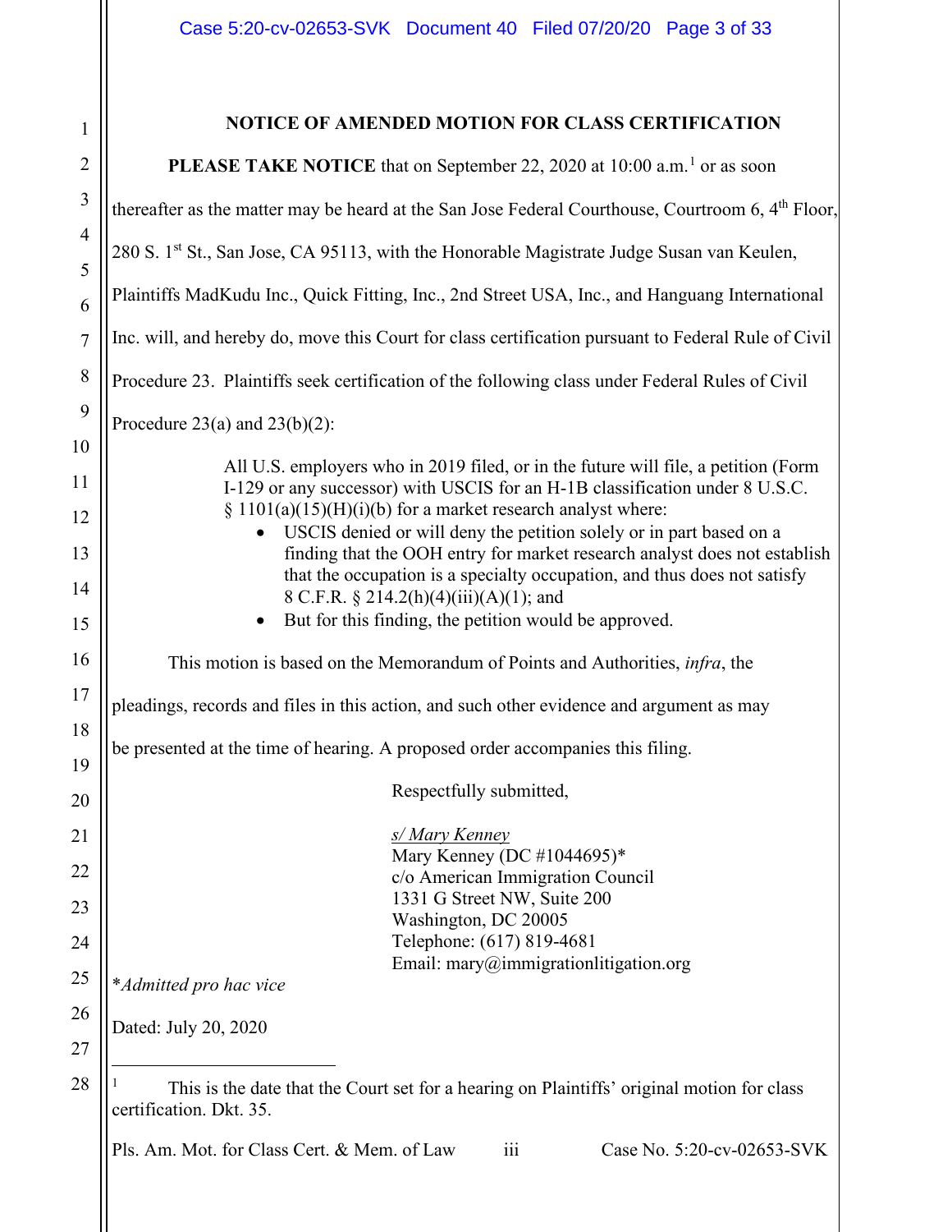## NOTICE OF AMENDED MOTION FOR CLASS CERTIFICATION

**PLEASE TAKE NOTICE** that on September 22, 2020 at 10:00 a.m.[1] or as soon thereafter as the matter may be heard at the San Jose Federal Courthouse, Courtroom 6, 4th Floor, 280 S. 1st St., San Jose, CA 95113, with the Honorable Magistrate Judge Susan van Keulen, Plaintiffs MadKudu Inc., Quick Fitting, Inc., 2nd Street USA, Inc., and Hanguang International Inc. will, and hereby do, move this Court for class certification pursuant to Federal Rule of Civil Procedure 23. Plaintiffs seek certification of the following class under Federal Rules of Civil Procedure 23(a) and 23(b)(2):

> All U.S. employers who in 2019 filed, or in the future will file, a petition (Form I-129 or any successor) with USCIS for an H-1B classification under 8 U.S.C. § 1101(a)(15)(H)(i)(b) for a market research analyst where:
>
> - USCIS denied or will deny the petition solely or in part based on a finding that the OOH entry for market research analyst does not establish that the occupation is a specialty occupation, and thus does not satisfy 8 C.F.R. § 214.2(h)(4)(iii)(A)(1); and
> - But for this finding, the petition would be approved.

This motion is based on the Memorandum of Points and Authorities, *infra*, the pleadings, records and files in this action, and such other evidence and argument as may be presented at the time of hearing. A proposed order accompanies this filing.

Respectfully submitted,

*s/ Mary Kenney*
Mary Kenney (DC #1044695)*
c/o American Immigration Council
1331 G Street NW, Suite 200
Washington, DC 20005
Telephone: (617) 819-4681
Email: mary@immigrationlitigation.org

**Admitted pro hac vice*

Dated: July 20, 2020

---

[1] This is the date that the Court set for a hearing on Plaintiffs' original motion for class certification. Dkt. 35.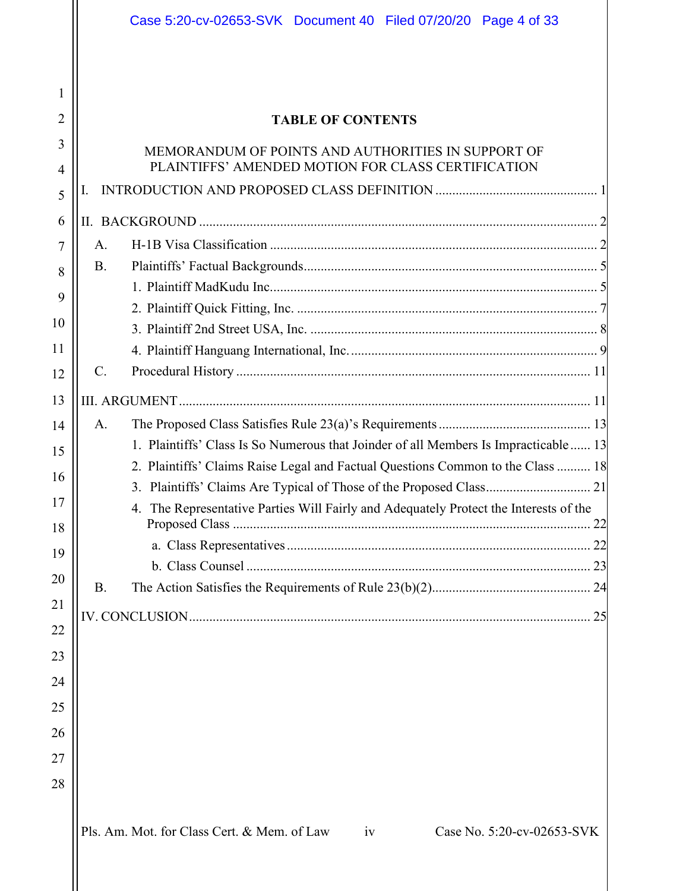## TABLE OF CONTENTS

MEMORANDUM OF POINTS AND AUTHORITIES IN SUPPORT OF PLAINTIFFS' AMENDED MOTION FOR CLASS CERTIFICATION

I. INTRODUCTION AND PROPOSED CLASS DEFINITION ................................................ 1

II. BACKGROUND ..................................................................................................... 2

- A. H-1B Visa Classification ................................................................................ 2
- B. Plaintiffs' Factual Backgrounds ...................................................................... 5
  - 1. Plaintiff MadKudu Inc. ............................................................................... 5
  - 2. Plaintiff Quick Fitting, Inc. ......................................................................... 7
  - 3. Plaintiff 2nd Street USA, Inc. ..................................................................... 8
  - 4. Plaintiff Hanguang International, Inc. ......................................................... 9
- C. Procedural History ........................................................................................ 11

III. ARGUMENT ....................................................................................................... 11

- A. The Proposed Class Satisfies Rule 23(a)'s Requirements ............................................ 13
  - 1. Plaintiffs' Class Is So Numerous that Joinder of all Members Is Impracticable ...... 13
  - 2. Plaintiffs' Claims Raise Legal and Factual Questions Common to the Class .......... 18
  - 3. Plaintiffs' Claims Are Typical of Those of the Proposed Class .............................. 21
  - 4. The Representative Parties Will Fairly and Adequately Protect the Interests of the Proposed Class ........................................................................................ 22
    - a. Class Representatives ......................................................................... 22
    - b. Class Counsel ..................................................................................... 23
- B. The Action Satisfies the Requirements of Rule 23(b)(2) .............................................. 24

IV. CONCLUSION ..................................................................................................... 25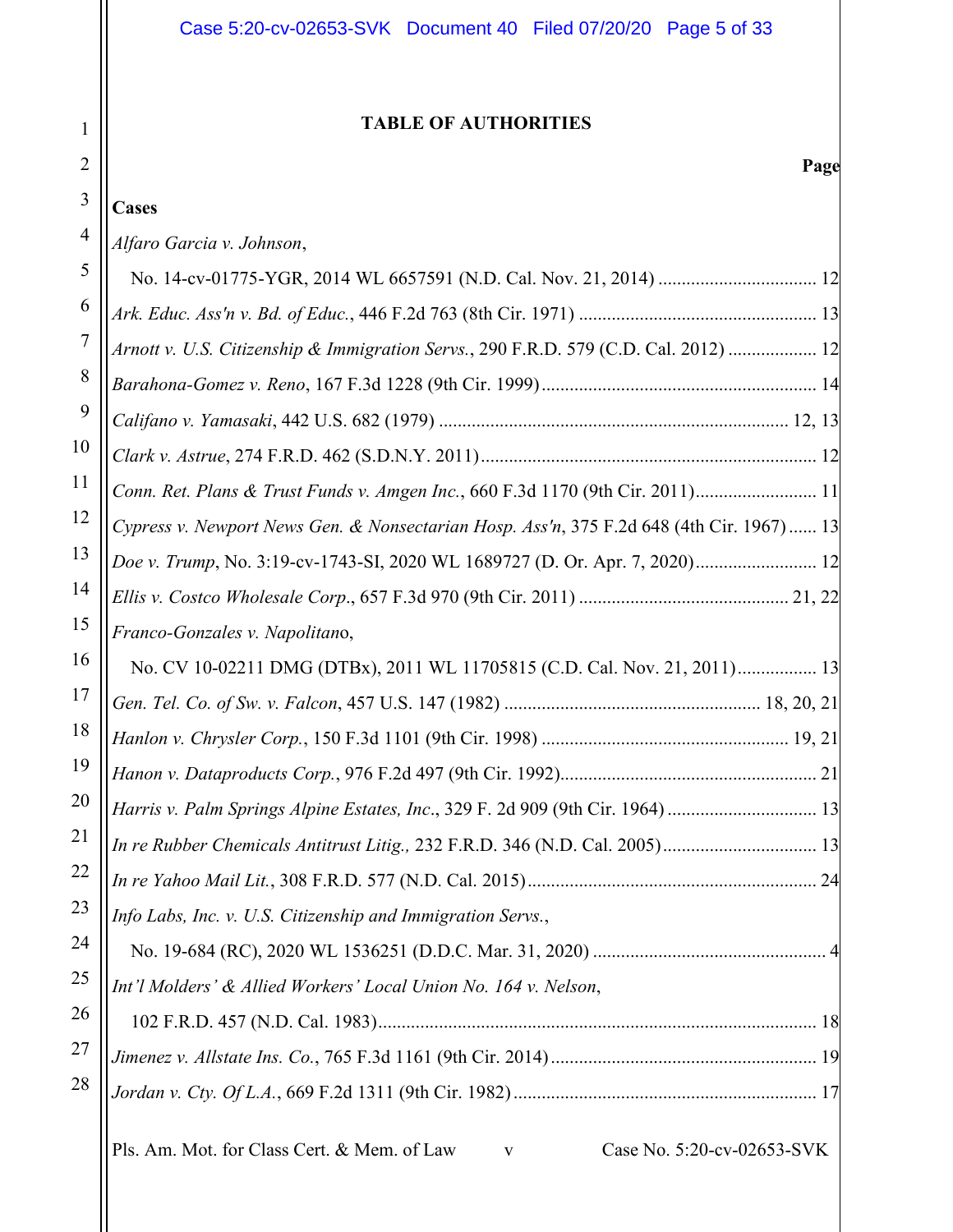# TABLE OF AUTHORITIES

**Page**

**Cases**

*Alfaro Garcia v. Johnson*,
No. 14-cv-01775-YGR, 2014 WL 6657591 (N.D. Cal. Nov. 21, 2014) .................................. 12

*Ark. Educ. Ass'n v. Bd. of Educ.*, 446 F.2d 763 (8th Cir. 1971) .................................................. 13

*Arnott v. U.S. Citizenship & Immigration Servs.*, 290 F.R.D. 579 (C.D. Cal. 2012) .................. 12

*Barahona-Gomez v. Reno*, 167 F.3d 1228 (9th Cir. 1999)........................................................... 14

*Califano v. Yamasaki*, 442 U.S. 682 (1979) ........................................................................... 12, 13

*Clark v. Astrue*, 274 F.R.D. 462 (S.D.N.Y. 2011)........................................................................ 12

*Conn. Ret. Plans & Trust Funds v. Amgen Inc.*, 660 F.3d 1170 (9th Cir. 2011).......................... 11

*Cypress v. Newport News Gen. & Nonsectarian Hosp. Ass'n*, 375 F.2d 648 (4th Cir. 1967) ...... 13

*Doe v. Trump*, No. 3:19-cv-1743-SI, 2020 WL 1689727 (D. Or. Apr. 7, 2020).......................... 12

*Ellis v. Costco Wholesale Corp.*, 657 F.3d 970 (9th Cir. 2011) ............................................. 21, 22

*Franco-Gonzales v. Napolitano*,
No. CV 10-02211 DMG (DTBx), 2011 WL 11705815 (C.D. Cal. Nov. 21, 2011)................. 13

*Gen. Tel. Co. of Sw. v. Falcon*, 457 U.S. 147 (1982) ...................................................... 18, 20, 21

*Hanlon v. Chrysler Corp.*, 150 F.3d 1101 (9th Cir. 1998) ..................................................... 19, 21

*Hanon v. Dataproducts Corp.*, 976 F.2d 497 (9th Cir. 1992)....................................................... 21

*Harris v. Palm Springs Alpine Estates, Inc.*, 329 F. 2d 909 (9th Cir. 1964) ................................ 13

*In re Rubber Chemicals Antitrust Litig.,* 232 F.R.D. 346 (N.D. Cal. 2005)................................. 13

*In re Yahoo Mail Lit.*, 308 F.R.D. 577 (N.D. Cal. 2015).............................................................. 24

*Info Labs, Inc. v. U.S. Citizenship and Immigration Servs.*,
No. 19-684 (RC), 2020 WL 1536251 (D.D.C. Mar. 31, 2020) .................................................. 4

*Int'l Molders' & Allied Workers' Local Union No. 164 v. Nelson*,
102 F.R.D. 457 (N.D. Cal. 1983).............................................................................................. 18

*Jimenez v. Allstate Ins. Co.*, 765 F.3d 1161 (9th Cir. 2014)......................................................... 19

*Jordan v. Cty. Of L.A.*, 669 F.2d 1311 (9th Cir. 1982)................................................................. 17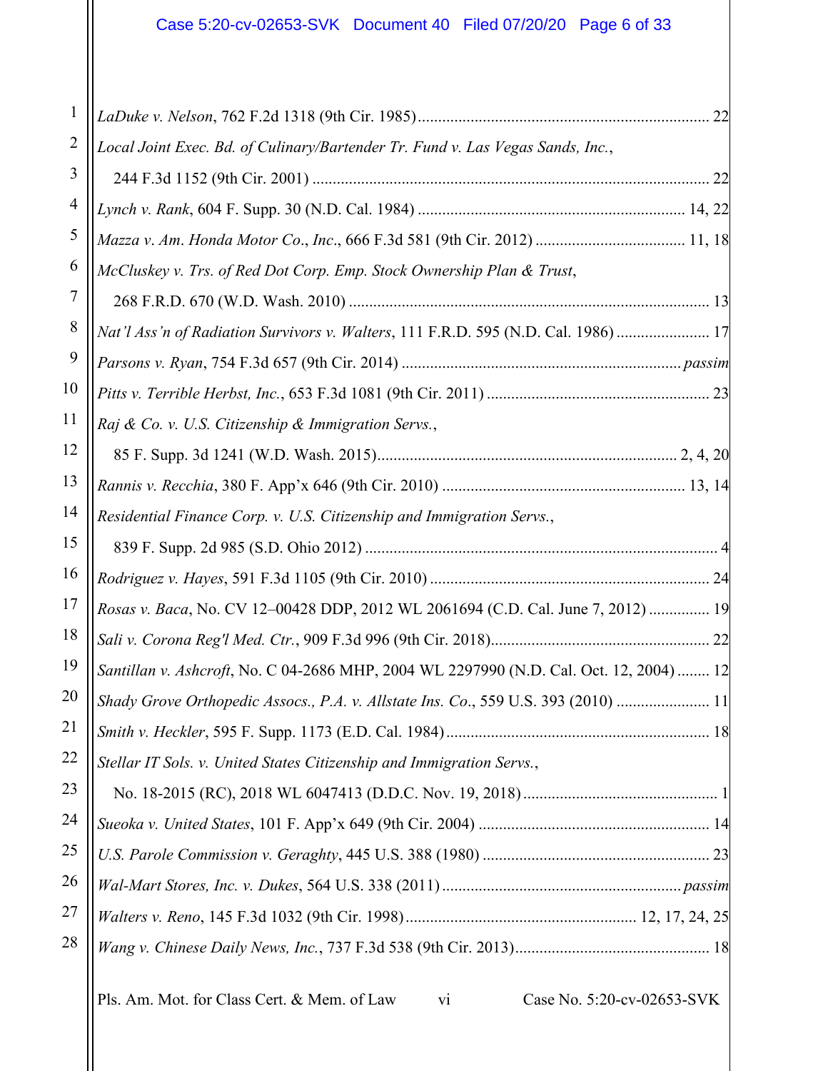*LaDuke v. Nelson*, 762 F.2d 1318 (9th Cir. 1985) ........................................................................ 22

*Local Joint Exec. Bd. of Culinary/Bartender Tr. Fund v. Las Vegas Sands, Inc.*, 244 F.3d 1152 (9th Cir. 2001) ................................................................................................. 22

*Lynch v. Rank*, 604 F. Supp. 30 (N.D. Cal. 1984) ................................................................. 14, 22

*Mazza v. Am. Honda Motor Co., Inc.*, 666 F.3d 581 (9th Cir. 2012) ..................................... 11, 18

*McCluskey v. Trs. of Red Dot Corp. Emp. Stock Ownership Plan & Trust*, 268 F.R.D. 670 (W.D. Wash. 2010) ........................................................................................ 13

*Nat'l Ass'n of Radiation Survivors v. Walters*, 111 F.R.D. 595 (N.D. Cal. 1986) ....................... 17

*Parsons v. Ryan*, 754 F.3d 657 (9th Cir. 2014) ..................................................................... *passim*

*Pitts v. Terrible Herbst, Inc.*, 653 F.3d 1081 (9th Cir. 2011) ....................................................... 23

*Raj & Co. v. U.S. Citizenship & Immigration Servs.*, 85 F. Supp. 3d 1241 (W.D. Wash. 2015).......................................................................... 2, 4, 20

*Rannis v. Recchia*, 380 F. App'x 646 (9th Cir. 2010) ............................................................ 13, 14

*Residential Finance Corp. v. U.S. Citizenship and Immigration Servs.*, 839 F. Supp. 2d 985 (S.D. Ohio 2012) ...................................................................................... 4

*Rodriguez v. Hayes*, 591 F.3d 1105 (9th Cir. 2010) ..................................................................... 24

*Rosas v. Baca*, No. CV 12–00428 DDP, 2012 WL 2061694 (C.D. Cal. June 7, 2012) ............... 19

*Sali v. Corona Reg'l Med. Ctr.*, 909 F.3d 996 (9th Cir. 2018)...................................................... 22

*Santillan v. Ashcroft*, No. C 04-2686 MHP, 2004 WL 2297990 (N.D. Cal. Oct. 12, 2004) ........ 12

*Shady Grove Orthopedic Assocs., P.A. v. Allstate Ins. Co.*, 559 U.S. 393 (2010) ....................... 11

*Smith v. Heckler*, 595 F. Supp. 1173 (E.D. Cal. 1984) ................................................................. 18

*Stellar IT Sols. v. United States Citizenship and Immigration Servs.*, No. 18-2015 (RC), 2018 WL 6047413 (D.D.C. Nov. 19, 2018) ................................................ 1

*Sueoka v. United States*, 101 F. App'x 649 (9th Cir. 2004) ......................................................... 14

*U.S. Parole Commission v. Geraghty*, 445 U.S. 388 (1980) ........................................................ 23

*Wal-Mart Stores, Inc. v. Dukes*, 564 U.S. 338 (2011) ........................................................... *passim*

*Walters v. Reno*, 145 F.3d 1032 (9th Cir. 1998) ......................................................... 12, 17, 24, 25

*Wang v. Chinese Daily News, Inc.*, 737 F.3d 538 (9th Cir. 2013)................................................ 18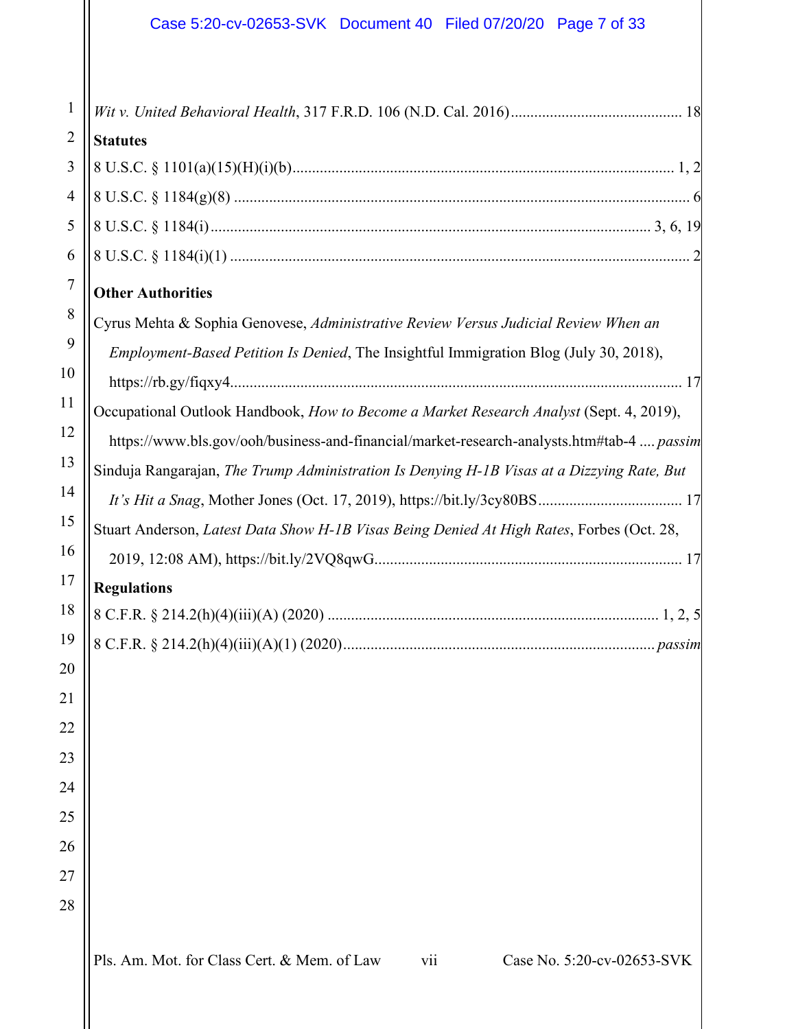*Wit v. United Behavioral Health*, 317 F.R.D. 106 (N.D. Cal. 2016) ........................................... 18

**Statutes**

8 U.S.C. § 1101(a)(15)(H)(i)(b) ................................................................................................. 1, 2

8 U.S.C. § 1184(g)(8) ..................................................................................................................... 6

8 U.S.C. § 1184(i) ................................................................................................................ 3, 6, 19

8 U.S.C. § 1184(i)(1) ..................................................................................................................... 2

**Other Authorities**

Cyrus Mehta & Sophia Genovese, *Administrative Review Versus Judicial Review When an Employment-Based Petition Is Denied*, The Insightful Immigration Blog (July 30, 2018), https://rb.gy/fiqxy4 .................................................................................................................. 17

Occupational Outlook Handbook, *How to Become a Market Research Analyst* (Sept. 4, 2019), https://www.bls.gov/ooh/business-and-financial/market-research-analysts.htm#tab-4 .... *passim*

Sinduja Rangarajan, *The Trump Administration Is Denying H-1B Visas at a Dizzying Rate, But It's Hit a Snag*, Mother Jones (Oct. 17, 2019), https://bit.ly/3cy80BS .................................... 17

Stuart Anderson, *Latest Data Show H-1B Visas Being Denied At High Rates*, Forbes (Oct. 28, 2019, 12:08 AM), https://bit.ly/2VQ8qwG .............................................................................. 17

**Regulations**

8 C.F.R. § 214.2(h)(4)(iii)(A) (2020) .................................................................................... 1, 2, 5

8 C.F.R. § 214.2(h)(4)(iii)(A)(1) (2020) ............................................................................... *passim*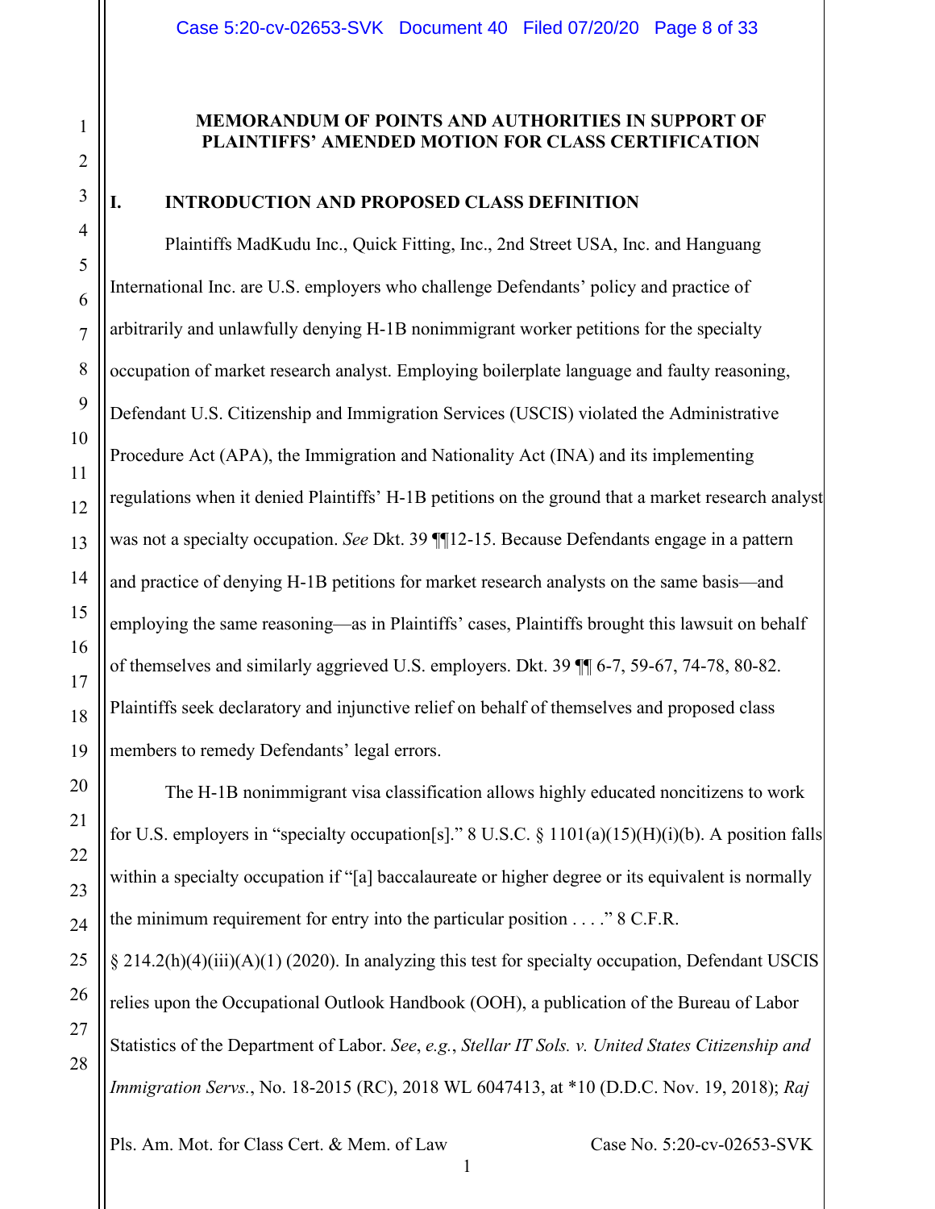# MEMORANDUM OF POINTS AND AUTHORITIES IN SUPPORT OF PLAINTIFFS' AMENDED MOTION FOR CLASS CERTIFICATION

## I. INTRODUCTION AND PROPOSED CLASS DEFINITION

Plaintiffs MadKudu Inc., Quick Fitting, Inc., 2nd Street USA, Inc. and Hanguang International Inc. are U.S. employers who challenge Defendants' policy and practice of arbitrarily and unlawfully denying H-1B nonimmigrant worker petitions for the specialty occupation of market research analyst. Employing boilerplate language and faulty reasoning, Defendant U.S. Citizenship and Immigration Services (USCIS) violated the Administrative Procedure Act (APA), the Immigration and Nationality Act (INA) and its implementing regulations when it denied Plaintiffs' H-1B petitions on the ground that a market research analyst was not a specialty occupation. *See* Dkt. 39 ¶¶12-15. Because Defendants engage in a pattern and practice of denying H-1B petitions for market research analysts on the same basis—and employing the same reasoning—as in Plaintiffs' cases, Plaintiffs brought this lawsuit on behalf of themselves and similarly aggrieved U.S. employers. Dkt. 39 ¶¶ 6-7, 59-67, 74-78, 80-82. Plaintiffs seek declaratory and injunctive relief on behalf of themselves and proposed class members to remedy Defendants' legal errors.

The H-1B nonimmigrant visa classification allows highly educated noncitizens to work for U.S. employers in "specialty occupation[s]." 8 U.S.C. § 1101(a)(15)(H)(i)(b). A position falls within a specialty occupation if "[a] baccalaureate or higher degree or its equivalent is normally the minimum requirement for entry into the particular position . . . ." 8 C.F.R. § 214.2(h)(4)(iii)(A)(1) (2020). In analyzing this test for specialty occupation, Defendant USCIS relies upon the Occupational Outlook Handbook (OOH), a publication of the Bureau of Labor Statistics of the Department of Labor. *See*, *e.g.*, *Stellar IT Sols. v. United States Citizenship and Immigration Servs.*, No. 18-2015 (RC), 2018 WL 6047413, at *10 (D.D.C. Nov. 19, 2018); *Raj*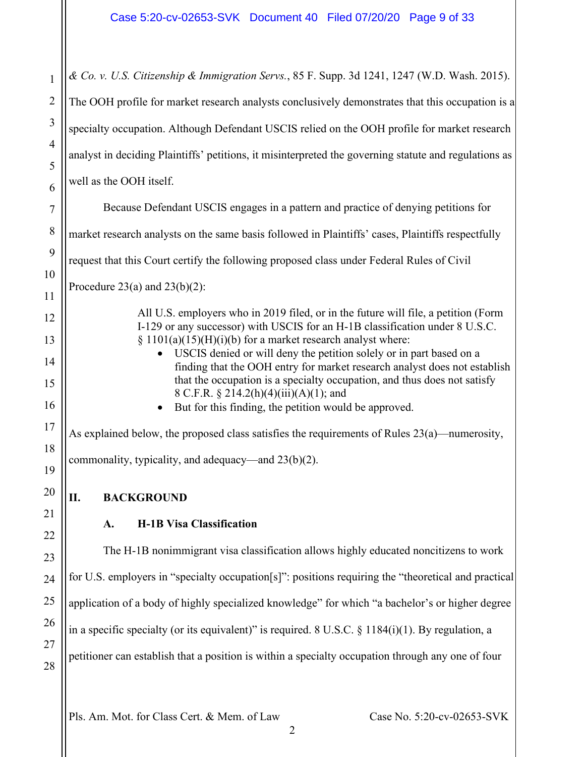*& Co. v. U.S. Citizenship & Immigration Servs.*, 85 F. Supp. 3d 1241, 1247 (W.D. Wash. 2015). The OOH profile for market research analysts conclusively demonstrates that this occupation is a specialty occupation. Although Defendant USCIS relied on the OOH profile for market research analyst in deciding Plaintiffs' petitions, it misinterpreted the governing statute and regulations as well as the OOH itself.

Because Defendant USCIS engages in a pattern and practice of denying petitions for market research analysts on the same basis followed in Plaintiffs' cases, Plaintiffs respectfully request that this Court certify the following proposed class under Federal Rules of Civil Procedure 23(a) and 23(b)(2):

> All U.S. employers who in 2019 filed, or in the future will file, a petition (Form I-129 or any successor) with USCIS for an H-1B classification under 8 U.S.C. § 1101(a)(15)(H)(i)(b) for a market research analyst where:
>
> - USCIS denied or will deny the petition solely or in part based on a finding that the OOH entry for market research analyst does not establish that the occupation is a specialty occupation, and thus does not satisfy 8 C.F.R. § 214.2(h)(4)(iii)(A)(1); and
> - But for this finding, the petition would be approved.

As explained below, the proposed class satisfies the requirements of Rules 23(a)—numerosity, commonality, typicality, and adequacy—and 23(b)(2).

## II. BACKGROUND

### A. H-1B Visa Classification

The H-1B nonimmigrant visa classification allows highly educated noncitizens to work for U.S. employers in "specialty occupation[s]": positions requiring the "theoretical and practical application of a body of highly specialized knowledge" for which "a bachelor's or higher degree in a specific specialty (or its equivalent)" is required. 8 U.S.C. § 1184(i)(1). By regulation, a petitioner can establish that a position is within a specialty occupation through any one of four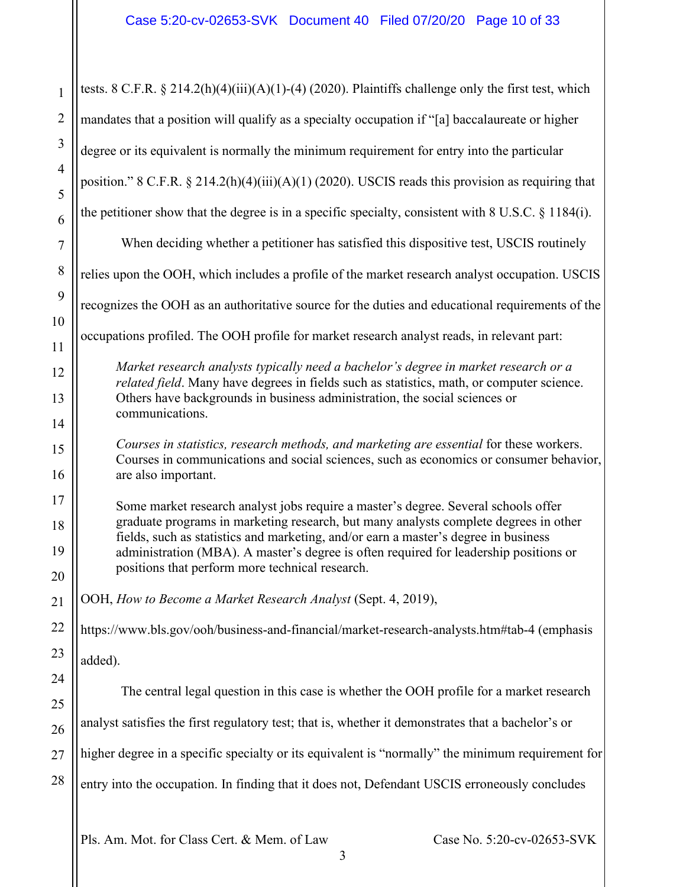tests. 8 C.F.R. § 214.2(h)(4)(iii)(A)(1)-(4) (2020). Plaintiffs challenge only the first test, which mandates that a position will qualify as a specialty occupation if "[a] baccalaureate or higher degree or its equivalent is normally the minimum requirement for entry into the particular position." 8 C.F.R. § 214.2(h)(4)(iii)(A)(1) (2020). USCIS reads this provision as requiring that the petitioner show that the degree is in a specific specialty, consistent with 8 U.S.C. § 1184(i).

When deciding whether a petitioner has satisfied this dispositive test, USCIS routinely relies upon the OOH, which includes a profile of the market research analyst occupation. USCIS recognizes the OOH as an authoritative source for the duties and educational requirements of the occupations profiled. The OOH profile for market research analyst reads, in relevant part:

> *Market research analysts typically need a bachelor's degree in market research or a related field*. Many have degrees in fields such as statistics, math, or computer science. Others have backgrounds in business administration, the social sciences or communications.
>
> *Courses in statistics, research methods, and marketing are essential* for these workers. Courses in communications and social sciences, such as economics or consumer behavior, are also important.
>
> Some market research analyst jobs require a master's degree. Several schools offer graduate programs in marketing research, but many analysts complete degrees in other fields, such as statistics and marketing, and/or earn a master's degree in business administration (MBA). A master's degree is often required for leadership positions or positions that perform more technical research.

OOH, *How to Become a Market Research Analyst* (Sept. 4, 2019), https://www.bls.gov/ooh/business-and-financial/market-research-analysts.htm#tab-4 (emphasis added).

The central legal question in this case is whether the OOH profile for a market research analyst satisfies the first regulatory test; that is, whether it demonstrates that a bachelor's or higher degree in a specific specialty or its equivalent is "normally" the minimum requirement for entry into the occupation. In finding that it does not, Defendant USCIS erroneously concludes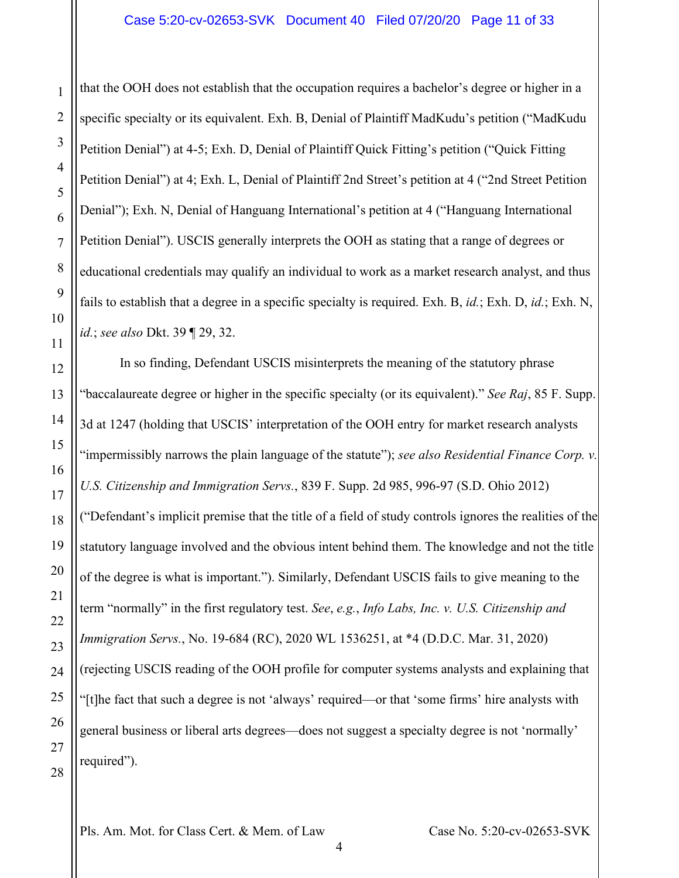that the OOH does not establish that the occupation requires a bachelor's degree or higher in a specific specialty or its equivalent. Exh. B, Denial of Plaintiff MadKudu's petition ("MadKudu Petition Denial") at 4-5; Exh. D, Denial of Plaintiff Quick Fitting's petition ("Quick Fitting Petition Denial") at 4; Exh. L, Denial of Plaintiff 2nd Street's petition at 4 ("2nd Street Petition Denial"); Exh. N, Denial of Hanguang International's petition at 4 ("Hanguang International Petition Denial"). USCIS generally interprets the OOH as stating that a range of degrees or educational credentials may qualify an individual to work as a market research analyst, and thus fails to establish that a degree in a specific specialty is required. Exh. B, *id.*; Exh. D, *id.*; Exh. N, *id.*; *see also* Dkt. 39 ¶ 29, 32.

In so finding, Defendant USCIS misinterprets the meaning of the statutory phrase "baccalaureate degree or higher in the specific specialty (or its equivalent)." *See Raj*, 85 F. Supp. 3d at 1247 (holding that USCIS' interpretation of the OOH entry for market research analysts "impermissibly narrows the plain language of the statute"); *see also Residential Finance Corp. v. U.S. Citizenship and Immigration Servs.*, 839 F. Supp. 2d 985, 996-97 (S.D. Ohio 2012) ("Defendant's implicit premise that the title of a field of study controls ignores the realities of the statutory language involved and the obvious intent behind them. The knowledge and not the title of the degree is what is important."). Similarly, Defendant USCIS fails to give meaning to the term "normally" in the first regulatory test. *See*, *e.g.*, *Info Labs, Inc. v. U.S. Citizenship and Immigration Servs.*, No. 19-684 (RC), 2020 WL 1536251, at *4 (D.D.C. Mar. 31, 2020) (rejecting USCIS reading of the OOH profile for computer systems analysts and explaining that "[t]he fact that such a degree is not 'always' required—or that 'some firms' hire analysts with general business or liberal arts degrees—does not suggest a specialty degree is not 'normally' required").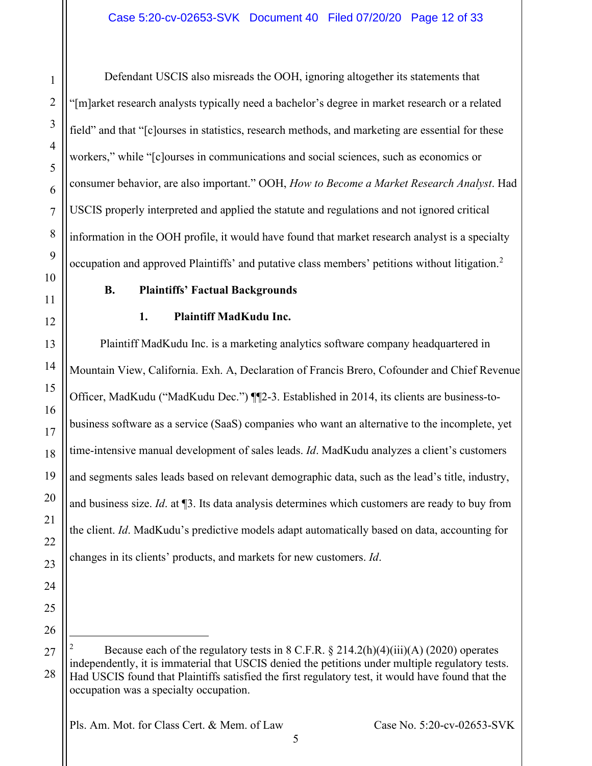Defendant USCIS also misreads the OOH, ignoring altogether its statements that "[m]arket research analysts typically need a bachelor's degree in market research or a related field" and that "[c]ourses in statistics, research methods, and marketing are essential for these workers," while "[c]ourses in communications and social sciences, such as economics or consumer behavior, are also important." OOH, *How to Become a Market Research Analyst*. Had USCIS properly interpreted and applied the statute and regulations and not ignored critical information in the OOH profile, it would have found that market research analyst is a specialty occupation and approved Plaintiffs' and putative class members' petitions without litigation.[2]

### B. Plaintiffs' Factual Backgrounds

#### 1. Plaintiff MadKudu Inc.

Plaintiff MadKudu Inc. is a marketing analytics software company headquartered in Mountain View, California. Exh. A, Declaration of Francis Brero, Cofounder and Chief Revenue Officer, MadKudu ("MadKudu Dec.") ¶¶2-3. Established in 2014, its clients are business-to-business software as a service (SaaS) companies who want an alternative to the incomplete, yet time-intensive manual development of sales leads. *Id*. MadKudu analyzes a client's customers and segments sales leads based on relevant demographic data, such as the lead's title, industry, and business size. *Id*. at ¶3. Its data analysis determines which customers are ready to buy from the client. *Id*. MadKudu's predictive models adapt automatically based on data, accounting for changes in its clients' products, and markets for new customers. *Id*.

---

[2] Because each of the regulatory tests in 8 C.F.R. § 214.2(h)(4)(iii)(A) (2020) operates independently, it is immaterial that USCIS denied the petitions under multiple regulatory tests. Had USCIS found that Plaintiffs satisfied the first regulatory test, it would have found that the occupation was a specialty occupation.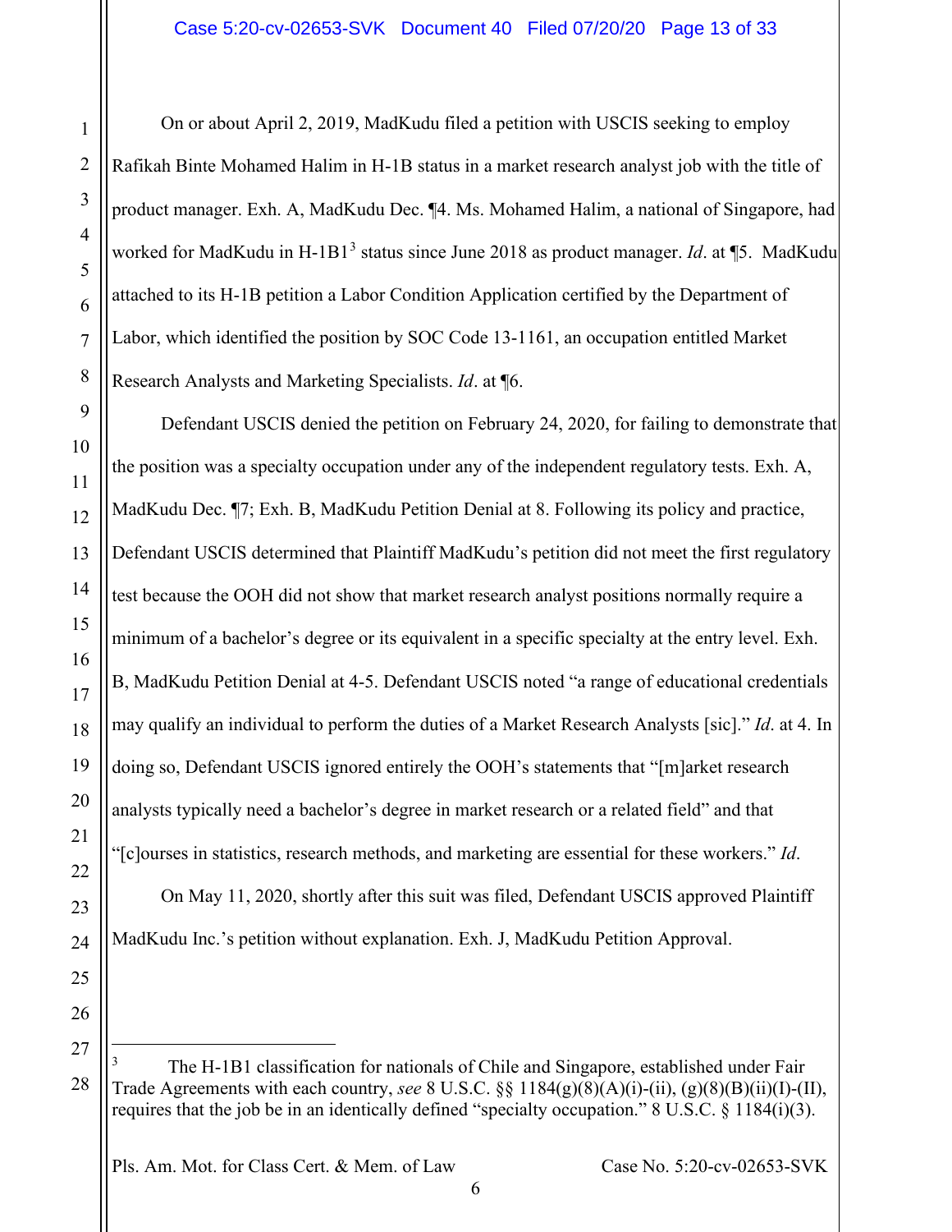On or about April 2, 2019, MadKudu filed a petition with USCIS seeking to employ Rafikah Binte Mohamed Halim in H-1B status in a market research analyst job with the title of product manager. Exh. A, MadKudu Dec. ¶4. Ms. Mohamed Halim, a national of Singapore, had worked for MadKudu in H-1B1[3] status since June 2018 as product manager. *Id*. at ¶5. MadKudu attached to its H-1B petition a Labor Condition Application certified by the Department of Labor, which identified the position by SOC Code 13-1161, an occupation entitled Market Research Analysts and Marketing Specialists. *Id*. at ¶6.

Defendant USCIS denied the petition on February 24, 2020, for failing to demonstrate that the position was a specialty occupation under any of the independent regulatory tests. Exh. A, MadKudu Dec. ¶7; Exh. B, MadKudu Petition Denial at 8. Following its policy and practice, Defendant USCIS determined that Plaintiff MadKudu's petition did not meet the first regulatory test because the OOH did not show that market research analyst positions normally require a minimum of a bachelor's degree or its equivalent in a specific specialty at the entry level. Exh. B, MadKudu Petition Denial at 4-5. Defendant USCIS noted "a range of educational credentials may qualify an individual to perform the duties of a Market Research Analysts [sic]." *Id*. at 4. In doing so, Defendant USCIS ignored entirely the OOH's statements that "[m]arket research analysts typically need a bachelor's degree in market research or a related field" and that "[c]ourses in statistics, research methods, and marketing are essential for these workers." *Id*.

On May 11, 2020, shortly after this suit was filed, Defendant USCIS approved Plaintiff MadKudu Inc.'s petition without explanation. Exh. J, MadKudu Petition Approval.

---

[3] The H-1B1 classification for nationals of Chile and Singapore, established under Fair Trade Agreements with each country, *see* 8 U.S.C. §§ 1184(g)(8)(A)(i)-(ii), (g)(8)(B)(ii)(I)-(II), requires that the job be in an identically defined "specialty occupation." 8 U.S.C. § 1184(i)(3).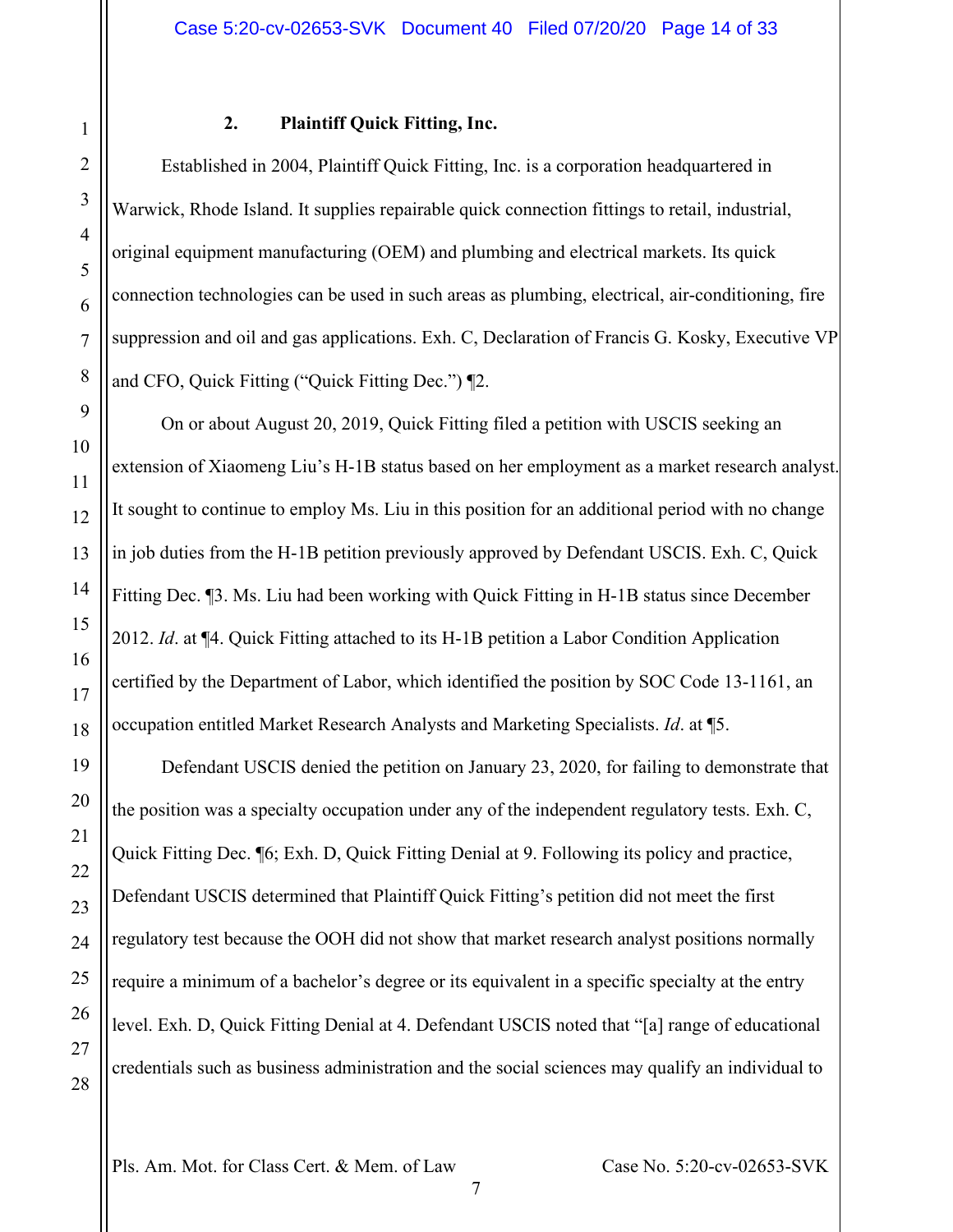### 2. Plaintiff Quick Fitting, Inc.

Established in 2004, Plaintiff Quick Fitting, Inc. is a corporation headquartered in Warwick, Rhode Island. It supplies repairable quick connection fittings to retail, industrial, original equipment manufacturing (OEM) and plumbing and electrical markets. Its quick connection technologies can be used in such areas as plumbing, electrical, air-conditioning, fire suppression and oil and gas applications. Exh. C, Declaration of Francis G. Kosky, Executive VP and CFO, Quick Fitting ("Quick Fitting Dec.") ¶2.

On or about August 20, 2019, Quick Fitting filed a petition with USCIS seeking an extension of Xiaomeng Liu's H-1B status based on her employment as a market research analyst. It sought to continue to employ Ms. Liu in this position for an additional period with no change in job duties from the H-1B petition previously approved by Defendant USCIS. Exh. C, Quick Fitting Dec. ¶3. Ms. Liu had been working with Quick Fitting in H-1B status since December 2012. *Id*. at ¶4. Quick Fitting attached to its H-1B petition a Labor Condition Application certified by the Department of Labor, which identified the position by SOC Code 13-1161, an occupation entitled Market Research Analysts and Marketing Specialists. *Id*. at ¶5.

Defendant USCIS denied the petition on January 23, 2020, for failing to demonstrate that the position was a specialty occupation under any of the independent regulatory tests. Exh. C, Quick Fitting Dec. ¶6; Exh. D, Quick Fitting Denial at 9. Following its policy and practice, Defendant USCIS determined that Plaintiff Quick Fitting's petition did not meet the first regulatory test because the OOH did not show that market research analyst positions normally require a minimum of a bachelor's degree or its equivalent in a specific specialty at the entry level. Exh. D, Quick Fitting Denial at 4. Defendant USCIS noted that "[a] range of educational credentials such as business administration and the social sciences may qualify an individual to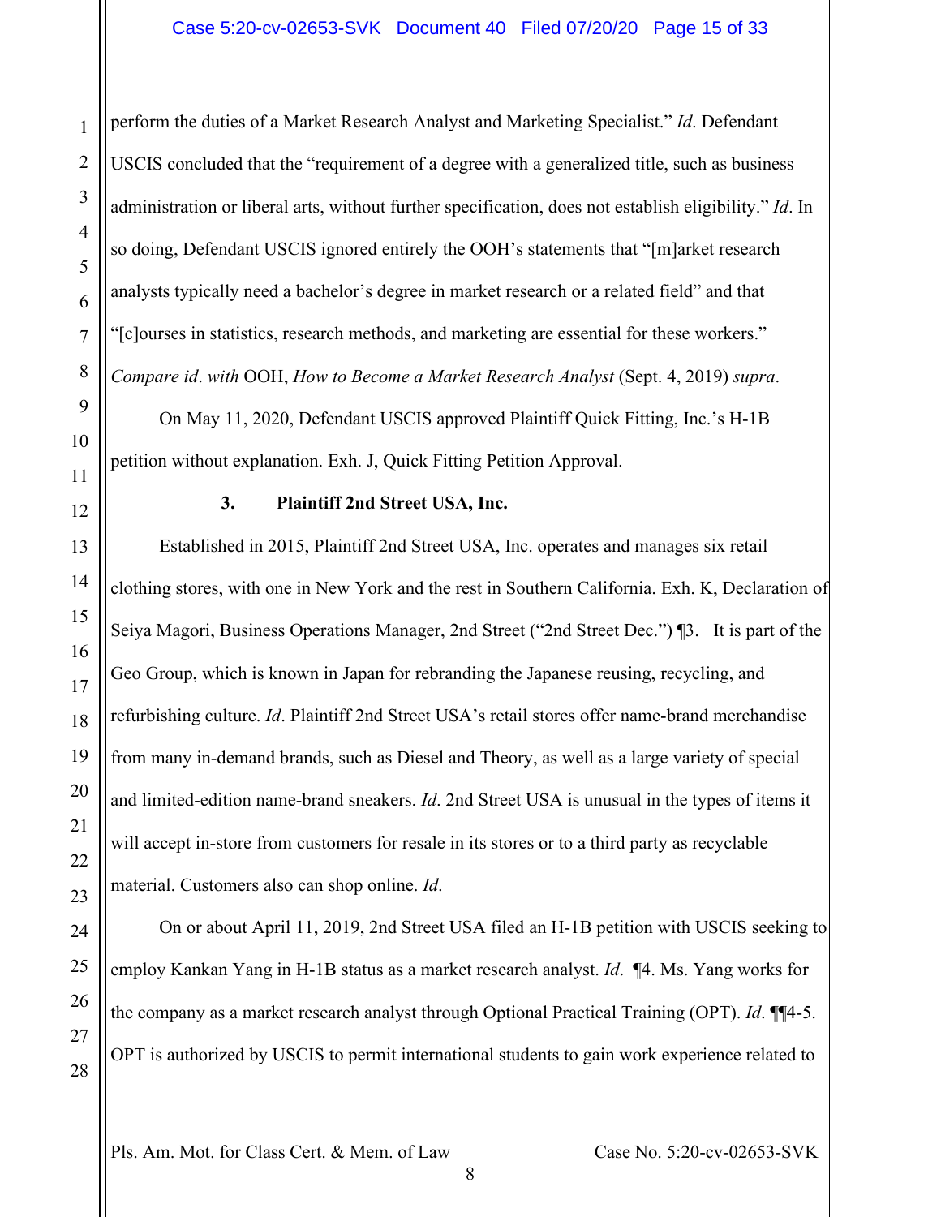perform the duties of a Market Research Analyst and Marketing Specialist." *Id*. Defendant USCIS concluded that the "requirement of a degree with a generalized title, such as business administration or liberal arts, without further specification, does not establish eligibility." *Id*. In so doing, Defendant USCIS ignored entirely the OOH's statements that "[m]arket research analysts typically need a bachelor's degree in market research or a related field" and that "[c]ourses in statistics, research methods, and marketing are essential for these workers." *Compare id*. *with* OOH, *How to Become a Market Research Analyst* (Sept. 4, 2019) *supra*.

On May 11, 2020, Defendant USCIS approved Plaintiff Quick Fitting, Inc.'s H-1B petition without explanation. Exh. J, Quick Fitting Petition Approval.

### 3. Plaintiff 2nd Street USA, Inc.

Established in 2015, Plaintiff 2nd Street USA, Inc. operates and manages six retail clothing stores, with one in New York and the rest in Southern California. Exh. K, Declaration of Seiya Magori, Business Operations Manager, 2nd Street ("2nd Street Dec.") ¶3. It is part of the Geo Group, which is known in Japan for rebranding the Japanese reusing, recycling, and refurbishing culture. *Id*. Plaintiff 2nd Street USA's retail stores offer name-brand merchandise from many in-demand brands, such as Diesel and Theory, as well as a large variety of special and limited-edition name-brand sneakers. *Id*. 2nd Street USA is unusual in the types of items it will accept in-store from customers for resale in its stores or to a third party as recyclable material. Customers also can shop online. *Id*.

On or about April 11, 2019, 2nd Street USA filed an H-1B petition with USCIS seeking to employ Kankan Yang in H-1B status as a market research analyst. *Id*. ¶4. Ms. Yang works for the company as a market research analyst through Optional Practical Training (OPT). *Id*. ¶¶4-5. OPT is authorized by USCIS to permit international students to gain work experience related to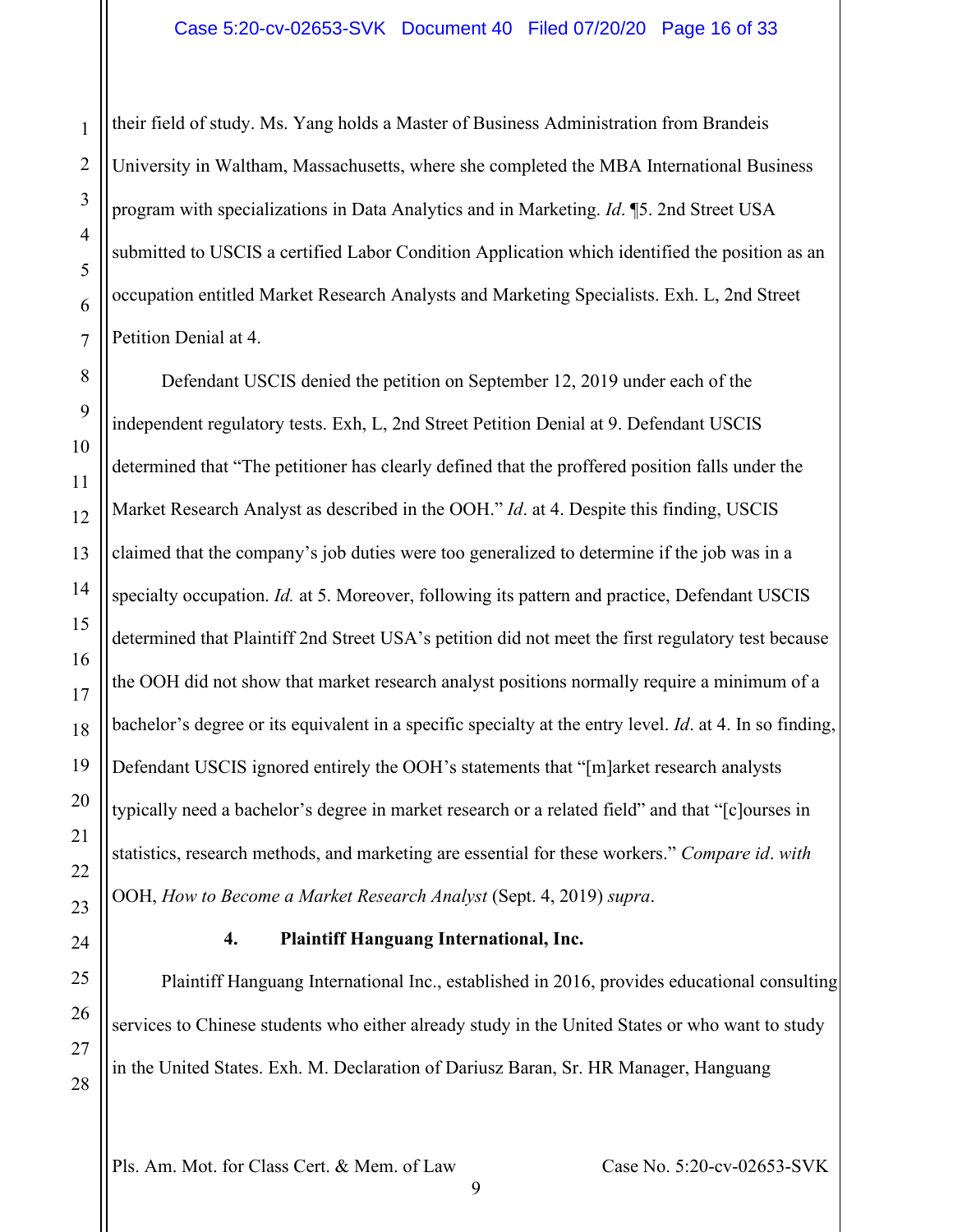their field of study. Ms. Yang holds a Master of Business Administration from Brandeis University in Waltham, Massachusetts, where she completed the MBA International Business program with specializations in Data Analytics and in Marketing. *Id*. ¶5. 2nd Street USA submitted to USCIS a certified Labor Condition Application which identified the position as an occupation entitled Market Research Analysts and Marketing Specialists. Exh. L, 2nd Street Petition Denial at 4.

Defendant USCIS denied the petition on September 12, 2019 under each of the independent regulatory tests. Exh, L, 2nd Street Petition Denial at 9. Defendant USCIS determined that "The petitioner has clearly defined that the proffered position falls under the Market Research Analyst as described in the OOH." *Id*. at 4. Despite this finding, USCIS claimed that the company's job duties were too generalized to determine if the job was in a specialty occupation. *Id.* at 5. Moreover, following its pattern and practice, Defendant USCIS determined that Plaintiff 2nd Street USA's petition did not meet the first regulatory test because the OOH did not show that market research analyst positions normally require a minimum of a bachelor's degree or its equivalent in a specific specialty at the entry level. *Id*. at 4. In so finding, Defendant USCIS ignored entirely the OOH's statements that "[m]arket research analysts typically need a bachelor's degree in market research or a related field" and that "[c]ourses in statistics, research methods, and marketing are essential for these workers." *Compare id*. *with* OOH, *How to Become a Market Research Analyst* (Sept. 4, 2019) *supra*.

#### 4. Plaintiff Hanguang International, Inc.

Plaintiff Hanguang International Inc., established in 2016, provides educational consulting services to Chinese students who either already study in the United States or who want to study in the United States. Exh. M. Declaration of Dariusz Baran, Sr. HR Manager, Hanguang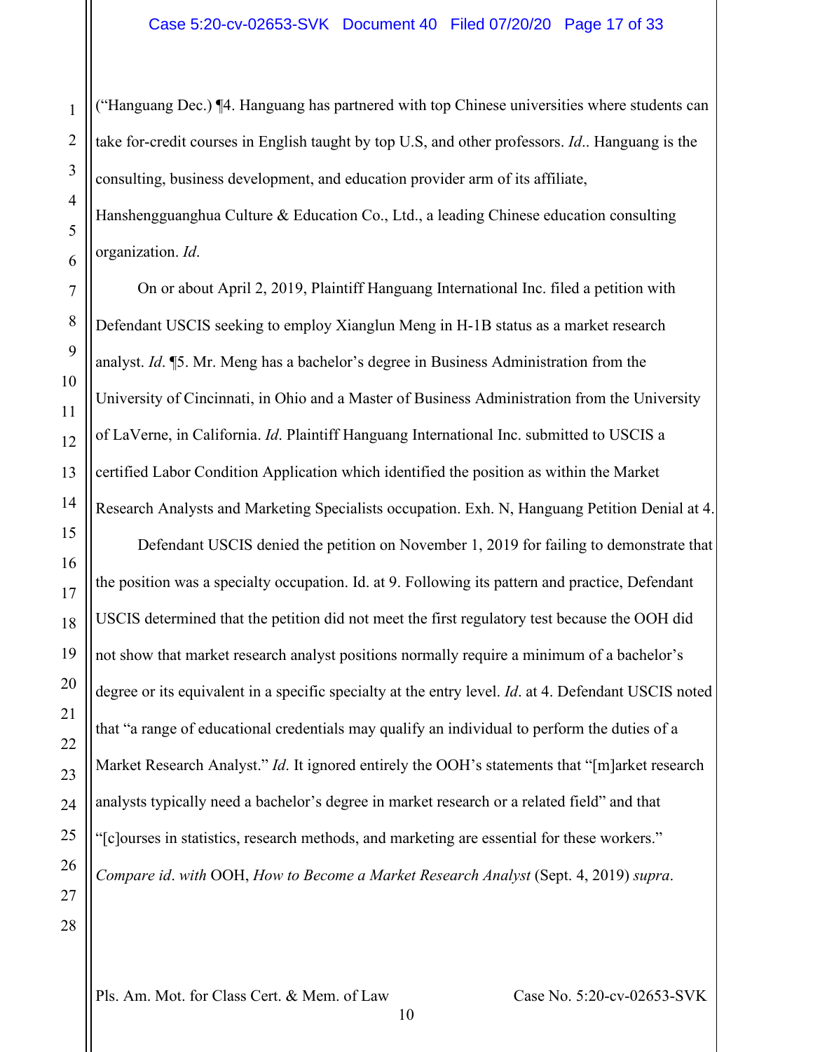("Hanguang Dec.) ¶4. Hanguang has partnered with top Chinese universities where students can take for-credit courses in English taught by top U.S, and other professors. *Id*.. Hanguang is the consulting, business development, and education provider arm of its affiliate, Hanshengguanghua Culture & Education Co., Ltd., a leading Chinese education consulting organization. *Id*.

On or about April 2, 2019, Plaintiff Hanguang International Inc. filed a petition with Defendant USCIS seeking to employ Xianglun Meng in H-1B status as a market research analyst. *Id*. ¶5. Mr. Meng has a bachelor's degree in Business Administration from the University of Cincinnati, in Ohio and a Master of Business Administration from the University of LaVerne, in California. *Id*. Plaintiff Hanguang International Inc. submitted to USCIS a certified Labor Condition Application which identified the position as within the Market Research Analysts and Marketing Specialists occupation. Exh. N, Hanguang Petition Denial at 4.

Defendant USCIS denied the petition on November 1, 2019 for failing to demonstrate that the position was a specialty occupation. Id. at 9. Following its pattern and practice, Defendant USCIS determined that the petition did not meet the first regulatory test because the OOH did not show that market research analyst positions normally require a minimum of a bachelor's degree or its equivalent in a specific specialty at the entry level. *Id*. at 4. Defendant USCIS noted that "a range of educational credentials may qualify an individual to perform the duties of a Market Research Analyst." *Id*. It ignored entirely the OOH's statements that "[m]arket research analysts typically need a bachelor's degree in market research or a related field" and that "[c]ourses in statistics, research methods, and marketing are essential for these workers." *Compare id*. *with* OOH, *How to Become a Market Research Analyst* (Sept. 4, 2019) *supra*.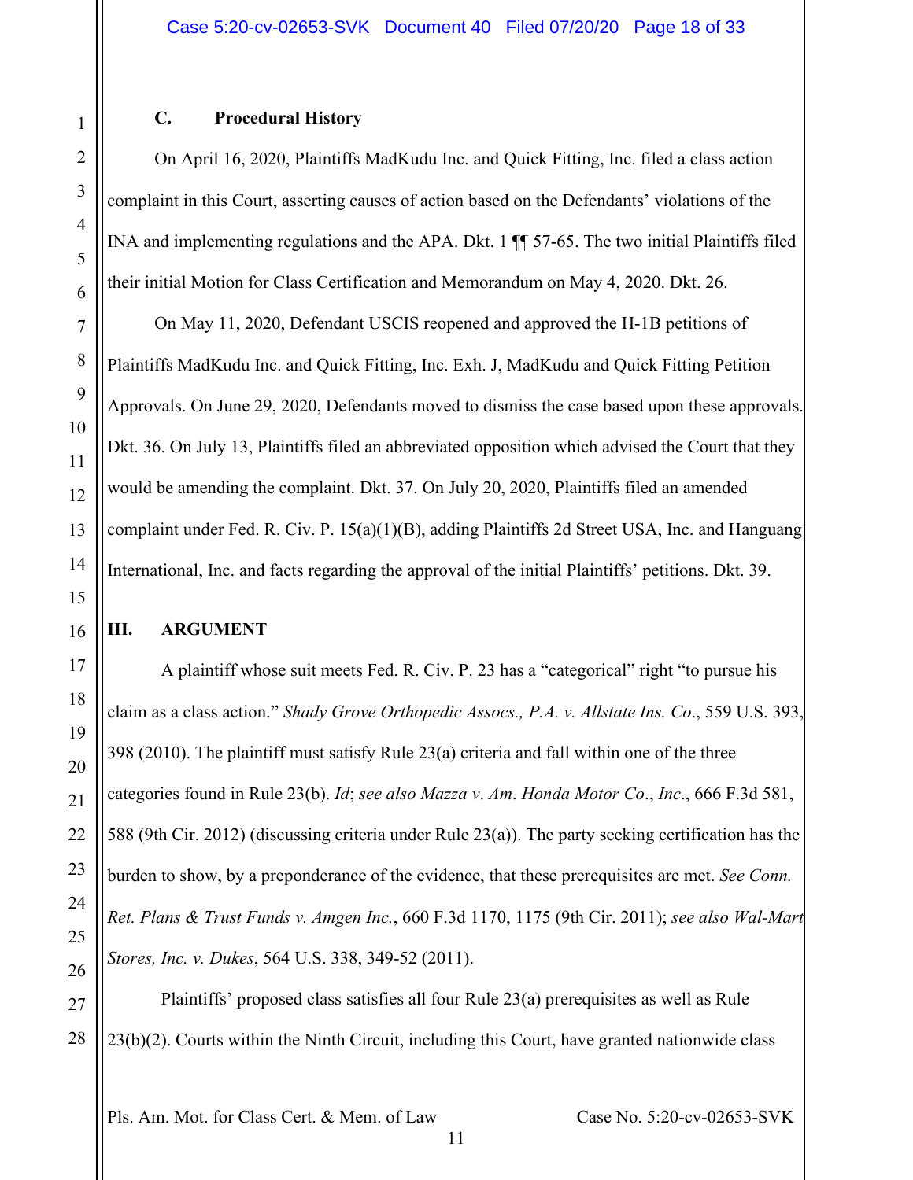### C. Procedural History

On April 16, 2020, Plaintiffs MadKudu Inc. and Quick Fitting, Inc. filed a class action complaint in this Court, asserting causes of action based on the Defendants' violations of the INA and implementing regulations and the APA. Dkt. 1 ¶¶ 57-65. The two initial Plaintiffs filed their initial Motion for Class Certification and Memorandum on May 4, 2020. Dkt. 26.

On May 11, 2020, Defendant USCIS reopened and approved the H-1B petitions of Plaintiffs MadKudu Inc. and Quick Fitting, Inc. Exh. J, MadKudu and Quick Fitting Petition Approvals. On June 29, 2020, Defendants moved to dismiss the case based upon these approvals. Dkt. 36. On July 13, Plaintiffs filed an abbreviated opposition which advised the Court that they would be amending the complaint. Dkt. 37. On July 20, 2020, Plaintiffs filed an amended complaint under Fed. R. Civ. P. 15(a)(1)(B), adding Plaintiffs 2d Street USA, Inc. and Hanguang International, Inc. and facts regarding the approval of the initial Plaintiffs' petitions. Dkt. 39.

## III. ARGUMENT

A plaintiff whose suit meets Fed. R. Civ. P. 23 has a "categorical" right "to pursue his claim as a class action." *Shady Grove Orthopedic Assocs., P.A. v. Allstate Ins. Co.*, 559 U.S. 393, 398 (2010). The plaintiff must satisfy Rule 23(a) criteria and fall within one of the three categories found in Rule 23(b). *Id*; *see also Mazza v. Am. Honda Motor Co., Inc.*, 666 F.3d 581, 588 (9th Cir. 2012) (discussing criteria under Rule 23(a)). The party seeking certification has the burden to show, by a preponderance of the evidence, that these prerequisites are met. *See Conn. Ret. Plans & Trust Funds v. Amgen Inc.*, 660 F.3d 1170, 1175 (9th Cir. 2011); *see also Wal-Mart Stores, Inc. v. Dukes*, 564 U.S. 338, 349-52 (2011).

Plaintiffs' proposed class satisfies all four Rule 23(a) prerequisites as well as Rule 23(b)(2). Courts within the Ninth Circuit, including this Court, have granted nationwide class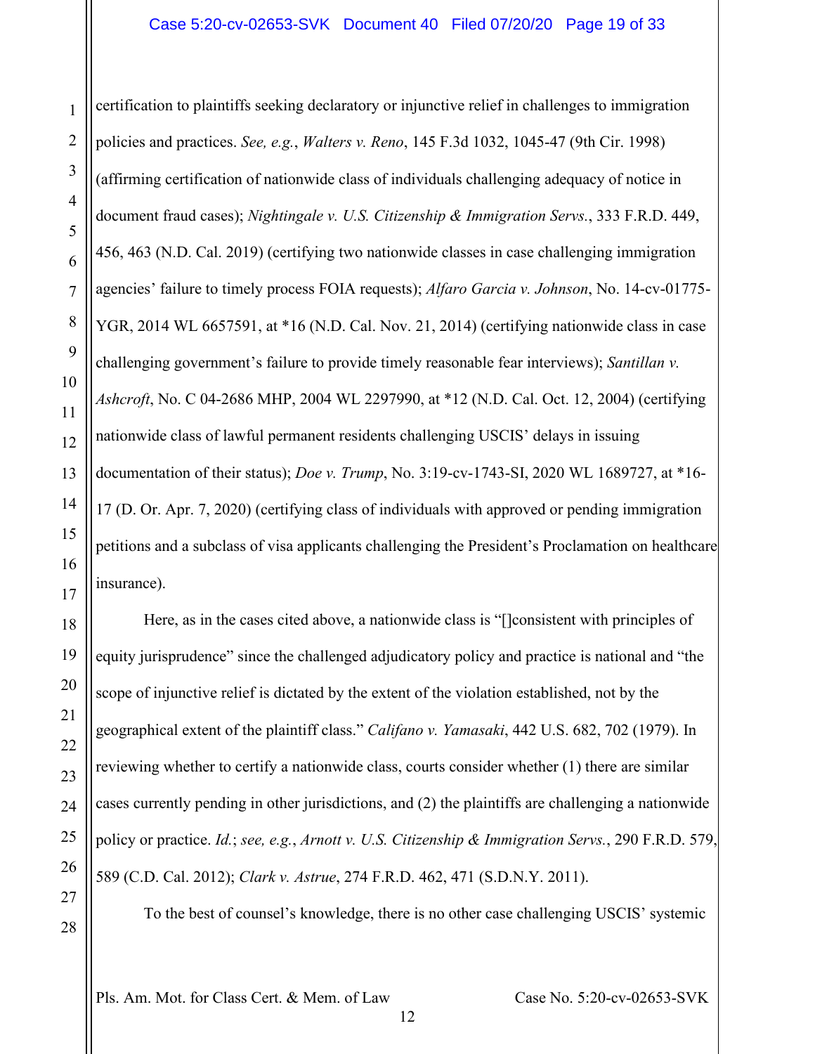certification to plaintiffs seeking declaratory or injunctive relief in challenges to immigration policies and practices. *See, e.g.*, *Walters v. Reno*, 145 F.3d 1032, 1045-47 (9th Cir. 1998) (affirming certification of nationwide class of individuals challenging adequacy of notice in document fraud cases); *Nightingale v. U.S. Citizenship & Immigration Servs.*, 333 F.R.D. 449, 456, 463 (N.D. Cal. 2019) (certifying two nationwide classes in case challenging immigration agencies' failure to timely process FOIA requests); *Alfaro Garcia v. Johnson*, No. 14-cv-01775-YGR, 2014 WL 6657591, at *16 (N.D. Cal. Nov. 21, 2014) (certifying nationwide class in case challenging government's failure to provide timely reasonable fear interviews); *Santillan v. Ashcroft*, No. C 04-2686 MHP, 2004 WL 2297990, at *12 (N.D. Cal. Oct. 12, 2004) (certifying nationwide class of lawful permanent residents challenging USCIS' delays in issuing documentation of their status); *Doe v. Trump*, No. 3:19-cv-1743-SI, 2020 WL 1689727, at *16-17 (D. Or. Apr. 7, 2020) (certifying class of individuals with approved or pending immigration petitions and a subclass of visa applicants challenging the President's Proclamation on healthcare insurance).

Here, as in the cases cited above, a nationwide class is "[]consistent with principles of equity jurisprudence" since the challenged adjudicatory policy and practice is national and "the scope of injunctive relief is dictated by the extent of the violation established, not by the geographical extent of the plaintiff class." *Califano v. Yamasaki*, 442 U.S. 682, 702 (1979). In reviewing whether to certify a nationwide class, courts consider whether (1) there are similar cases currently pending in other jurisdictions, and (2) the plaintiffs are challenging a nationwide policy or practice. *Id.*; *see, e.g.*, *Arnott v. U.S. Citizenship & Immigration Servs.*, 290 F.R.D. 579, 589 (C.D. Cal. 2012); *Clark v. Astrue*, 274 F.R.D. 462, 471 (S.D.N.Y. 2011).

To the best of counsel's knowledge, there is no other case challenging USCIS' systemic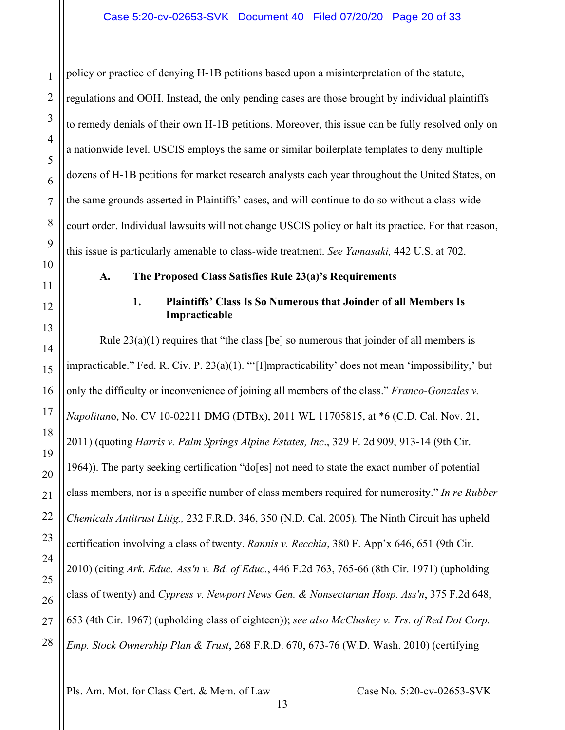policy or practice of denying H-1B petitions based upon a misinterpretation of the statute, regulations and OOH. Instead, the only pending cases are those brought by individual plaintiffs to remedy denials of their own H-1B petitions. Moreover, this issue can be fully resolved only on a nationwide level. USCIS employs the same or similar boilerplate templates to deny multiple dozens of H-1B petitions for market research analysts each year throughout the United States, on the same grounds asserted in Plaintiffs' cases, and will continue to do so without a class-wide court order. Individual lawsuits will not change USCIS policy or halt its practice. For that reason, this issue is particularly amenable to class-wide treatment. *See Yamasaki,* 442 U.S. at 702.

### A. The Proposed Class Satisfies Rule 23(a)'s Requirements

#### 1. Plaintiffs' Class Is So Numerous that Joinder of all Members Is Impracticable

Rule 23(a)(1) requires that "the class [be] so numerous that joinder of all members is impracticable." Fed. R. Civ. P. 23(a)(1). "'[I]mpracticability' does not mean 'impossibility,' but only the difficulty or inconvenience of joining all members of the class." *Franco-Gonzales v. Napolitano*, No. CV 10-02211 DMG (DTBx), 2011 WL 11705815, at *6 (C.D. Cal. Nov. 21, 2011) (quoting *Harris v. Palm Springs Alpine Estates, Inc*., 329 F. 2d 909, 913-14 (9th Cir. 1964)). The party seeking certification "do[es] not need to state the exact number of potential class members, nor is a specific number of class members required for numerosity." *In re Rubber Chemicals Antitrust Litig.,* 232 F.R.D. 346, 350 (N.D. Cal. 2005)*.* The Ninth Circuit has upheld certification involving a class of twenty. *Rannis v. Recchia*, 380 F. App'x 646, 651 (9th Cir. 2010) (citing *Ark. Educ. Ass'n v. Bd. of Educ.*, 446 F.2d 763, 765-66 (8th Cir. 1971) (upholding class of twenty) and *Cypress v. Newport News Gen. & Nonsectarian Hosp. Ass'n*, 375 F.2d 648, 653 (4th Cir. 1967) (upholding class of eighteen)); *see also McCluskey v. Trs. of Red Dot Corp. Emp. Stock Ownership Plan & Trust*, 268 F.R.D. 670, 673-76 (W.D. Wash. 2010) (certifying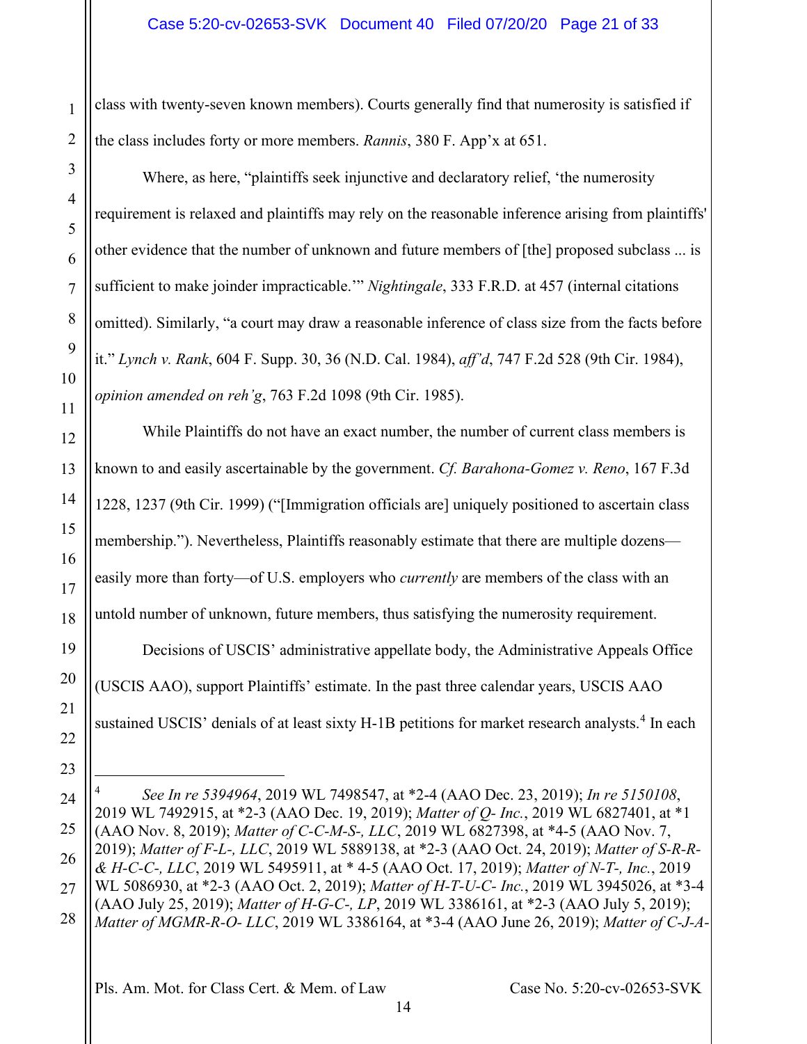class with twenty-seven known members). Courts generally find that numerosity is satisfied if the class includes forty or more members. *Rannis*, 380 F. App'x at 651.

Where, as here, "plaintiffs seek injunctive and declaratory relief, 'the numerosity requirement is relaxed and plaintiffs may rely on the reasonable inference arising from plaintiffs' other evidence that the number of unknown and future members of [the] proposed subclass ... is sufficient to make joinder impracticable.'" *Nightingale*, 333 F.R.D. at 457 (internal citations omitted). Similarly, "a court may draw a reasonable inference of class size from the facts before it." *Lynch v. Rank*, 604 F. Supp. 30, 36 (N.D. Cal. 1984), *aff'd*, 747 F.2d 528 (9th Cir. 1984), *opinion amended on reh'g*, 763 F.2d 1098 (9th Cir. 1985).

While Plaintiffs do not have an exact number, the number of current class members is known to and easily ascertainable by the government. *Cf. Barahona-Gomez v. Reno*, 167 F.3d 1228, 1237 (9th Cir. 1999) ("[Immigration officials are] uniquely positioned to ascertain class membership."). Nevertheless, Plaintiffs reasonably estimate that there are multiple dozens—easily more than forty—of U.S. employers who *currently* are members of the class with an untold number of unknown, future members, thus satisfying the numerosity requirement.

Decisions of USCIS' administrative appellate body, the Administrative Appeals Office (USCIS AAO), support Plaintiffs' estimate. In the past three calendar years, USCIS AAO sustained USCIS' denials of at least sixty H-1B petitions for market research analysts.[4] In each

---

[4] *See In re 5394964*, 2019 WL 7498547, at *2-4 (AAO Dec. 23, 2019); *In re 5150108*, 2019 WL 7492915, at *2-3 (AAO Dec. 19, 2019); *Matter of Q- Inc.*, 2019 WL 6827401, at *1 (AAO Nov. 8, 2019); *Matter of C-C-M-S-, LLC*, 2019 WL 6827398, at *4-5 (AAO Nov. 7, 2019); *Matter of F-L-, LLC*, 2019 WL 5889138, at *2-3 (AAO Oct. 24, 2019); *Matter of S-R-R- & H-C-C-, LLC*, 2019 WL 5495911, at * 4-5 (AAO Oct. 17, 2019); *Matter of N-T-, Inc.*, 2019 WL 5086930, at *2-3 (AAO Oct. 2, 2019); *Matter of H-T-U-C- Inc.*, 2019 WL 3945026, at *3-4 (AAO July 25, 2019); *Matter of H-G-C-, LP*, 2019 WL 3386161, at *2-3 (AAO July 5, 2019); *Matter of MGMR-R-O- LLC*, 2019 WL 3386164, at *3-4 (AAO June 26, 2019); *Matter of C-J-A-*

Pls. Am. Mot. for Class Cert. & Mem. of Law Case No. 5:20-cv-02653-SVK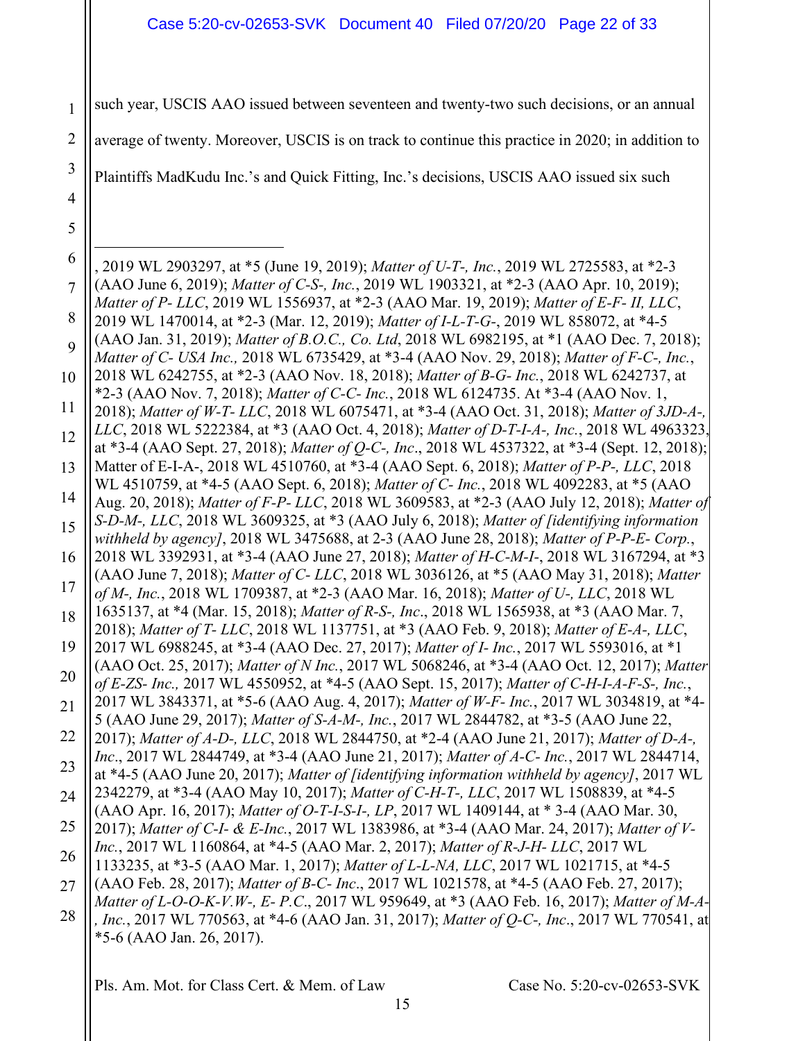such year, USCIS AAO issued between seventeen and twenty-two such decisions, or an annual average of twenty. Moreover, USCIS is on track to continue this practice in 2020; in addition to Plaintiffs MadKudu Inc.'s and Quick Fitting, Inc.'s decisions, USCIS AAO issued six such

---

, 2019 WL 2903297, at *5 (June 19, 2019); *Matter of U-T-, Inc.*, 2019 WL 2725583, at *2-3 (AAO June 6, 2019); *Matter of C-S-, Inc.*, 2019 WL 1903321, at *2-3 (AAO Apr. 10, 2019); *Matter of P- LLC*, 2019 WL 1556937, at *2-3 (AAO Mar. 19, 2019); *Matter of E-F- II, LLC*, 2019 WL 1470014, at *2-3 (Mar. 12, 2019); *Matter of I-L-T-G-*, 2019 WL 858072, at *4-5 (AAO Jan. 31, 2019); *Matter of B.O.C., Co. Ltd*, 2018 WL 6982195, at *1 (AAO Dec. 7, 2018); *Matter of C- USA Inc.,* 2018 WL 6735429, at *3-4 (AAO Nov. 29, 2018); *Matter of F-C-, Inc.*, 2018 WL 6242755, at *2-3 (AAO Nov. 18, 2018); *Matter of B-G- Inc.*, 2018 WL 6242737, at *2-3 (AAO Nov. 7, 2018); *Matter of C-C- Inc.*, 2018 WL 6124735. At *3-4 (AAO Nov. 1, 2018); *Matter of W-T- LLC*, 2018 WL 6075471, at *3-4 (AAO Oct. 31, 2018); *Matter of 3JD-A-, LLC*, 2018 WL 5222384, at *3 (AAO Oct. 4, 2018); *Matter of D-T-I-A-, Inc.*, 2018 WL 4963323, at *3-4 (AAO Sept. 27, 2018); *Matter of Q-C-, Inc*., 2018 WL 4537322, at *3-4 (Sept. 12, 2018); Matter of E-I-A-, 2018 WL 4510760, at *3-4 (AAO Sept. 6, 2018); *Matter of P-P-, LLC*, 2018 WL 4510759, at *4-5 (AAO Sept. 6, 2018); *Matter of C- Inc.*, 2018 WL 4092283, at *5 (AAO Aug. 20, 2018); *Matter of F-P- LLC*, 2018 WL 3609583, at *2-3 (AAO July 12, 2018); *Matter of S-D-M-, LLC*, 2018 WL 3609325, at *3 (AAO July 6, 2018); *Matter of [identifying information withheld by agency]*, 2018 WL 3475688, at 2-3 (AAO June 28, 2018); *Matter of P-P-E- Corp.*, 2018 WL 3392931, at *3-4 (AAO June 27, 2018); *Matter of H-C-M-I-*, 2018 WL 3167294, at *3 (AAO June 7, 2018); *Matter of C- LLC*, 2018 WL 3036126, at *5 (AAO May 31, 2018); *Matter of M-, Inc.*, 2018 WL 1709387, at *2-3 (AAO Mar. 16, 2018); *Matter of U-, LLC*, 2018 WL 1635137, at *4 (Mar. 15, 2018); *Matter of R-S-, Inc*., 2018 WL 1565938, at *3 (AAO Mar. 7, 2018); *Matter of T- LLC*, 2018 WL 1137751, at *3 (AAO Feb. 9, 2018); *Matter of E-A-, LLC*, 2017 WL 6988245, at *3-4 (AAO Dec. 27, 2017); *Matter of I- Inc.*, 2017 WL 5593016, at *1 (AAO Oct. 25, 2017); *Matter of N Inc.*, 2017 WL 5068246, at *3-4 (AAO Oct. 12, 2017); *Matter of E-ZS- Inc.,* 2017 WL 4550952, at *4-5 (AAO Sept. 15, 2017); *Matter of C-H-I-A-F-S-, Inc.*, 2017 WL 3843371, at *5-6 (AAO Aug. 4, 2017); *Matter of W-F- Inc.*, 2017 WL 3034819, at *4-5 (AAO June 29, 2017); *Matter of S-A-M-, Inc.*, 2017 WL 2844782, at *3-5 (AAO June 22, 2017); *Matter of A-D-, LLC*, 2018 WL 2844750, at *2-4 (AAO June 21, 2017); *Matter of D-A-, Inc*., 2017 WL 2844749, at *3-4 (AAO June 21, 2017); *Matter of A-C- Inc.*, 2017 WL 2844714, at *4-5 (AAO June 20, 2017); *Matter of [identifying information withheld by agency]*, 2017 WL 2342279, at *3-4 (AAO May 10, 2017); *Matter of C-H-T-, LLC*, 2017 WL 1508839, at *4-5 (AAO Apr. 16, 2017); *Matter of O-T-I-S-I-, LP*, 2017 WL 1409144, at * 3-4 (AAO Mar. 30, 2017); *Matter of C-I- & E-Inc.*, 2017 WL 1383986, at *3-4 (AAO Mar. 24, 2017); *Matter of V- Inc.*, 2017 WL 1160864, at *4-5 (AAO Mar. 2, 2017); *Matter of R-J-H- LLC*, 2017 WL 1133235, at *3-5 (AAO Mar. 1, 2017); *Matter of L-L-NA, LLC*, 2017 WL 1021715, at *4-5 (AAO Feb. 28, 2017); *Matter of B-C- Inc*., 2017 WL 1021578, at *4-5 (AAO Feb. 27, 2017); *Matter of L-O-O-K-V.W-, E- P.C*., 2017 WL 959649, at *3 (AAO Feb. 16, 2017); *Matter of M-A-, Inc.*, 2017 WL 770563, at *4-6 (AAO Jan. 31, 2017); *Matter of Q-C-, Inc*., 2017 WL 770541, at *5-6 (AAO Jan. 26, 2017).

Pls. Am. Mot. for Class Cert. & Mem. of Law — Case No. 5:20-cv-02653-SVK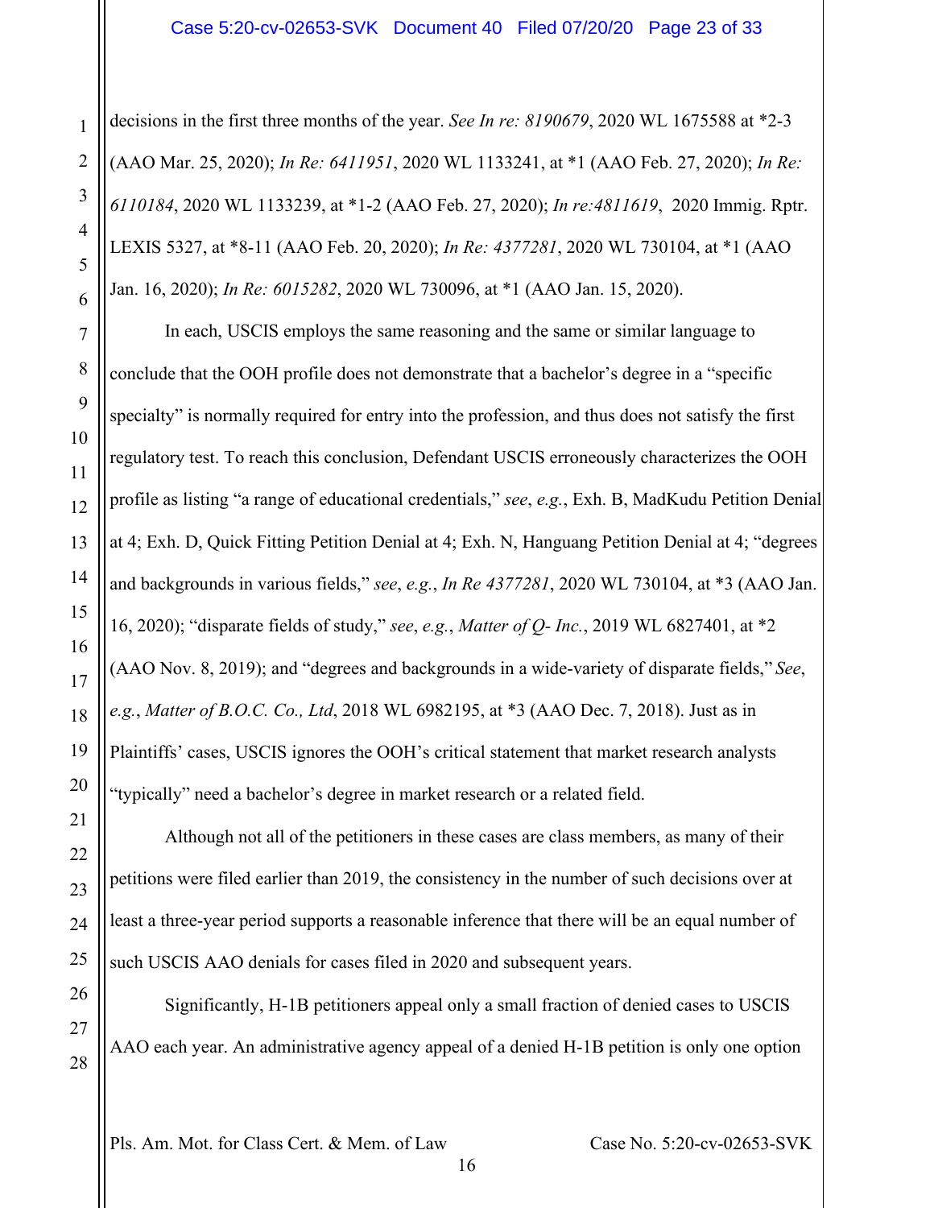decisions in the first three months of the year. *See In re: 8190679*, 2020 WL 1675588 at *2-3 (AAO Mar. 25, 2020); *In Re: 6411951*, 2020 WL 1133241, at *1 (AAO Feb. 27, 2020); *In Re: 6110184*, 2020 WL 1133239, at *1-2 (AAO Feb. 27, 2020); *In re:4811619*, 2020 Immig. Rptr. LEXIS 5327, at *8-11 (AAO Feb. 20, 2020); *In Re: 4377281*, 2020 WL 730104, at *1 (AAO Jan. 16, 2020); *In Re: 6015282*, 2020 WL 730096, at *1 (AAO Jan. 15, 2020).

In each, USCIS employs the same reasoning and the same or similar language to conclude that the OOH profile does not demonstrate that a bachelor's degree in a "specific specialty" is normally required for entry into the profession, and thus does not satisfy the first regulatory test. To reach this conclusion, Defendant USCIS erroneously characterizes the OOH profile as listing "a range of educational credentials," *see*, *e.g.*, Exh. B, MadKudu Petition Denial at 4; Exh. D, Quick Fitting Petition Denial at 4; Exh. N, Hanguang Petition Denial at 4; "degrees and backgrounds in various fields," *see*, *e.g.*, *In Re 4377281*, 2020 WL 730104, at *3 (AAO Jan. 16, 2020); "disparate fields of study," *see*, *e.g.*, *Matter of Q- Inc.*, 2019 WL 6827401, at *2 (AAO Nov. 8, 2019); and "degrees and backgrounds in a wide-variety of disparate fields," *See*, *e.g.*, *Matter of B.O.C. Co., Ltd*, 2018 WL 6982195, at *3 (AAO Dec. 7, 2018). Just as in Plaintiffs' cases, USCIS ignores the OOH's critical statement that market research analysts "typically" need a bachelor's degree in market research or a related field.

Although not all of the petitioners in these cases are class members, as many of their petitions were filed earlier than 2019, the consistency in the number of such decisions over at least a three-year period supports a reasonable inference that there will be an equal number of such USCIS AAO denials for cases filed in 2020 and subsequent years.

Significantly, H-1B petitioners appeal only a small fraction of denied cases to USCIS AAO each year. An administrative agency appeal of a denied H-1B petition is only one option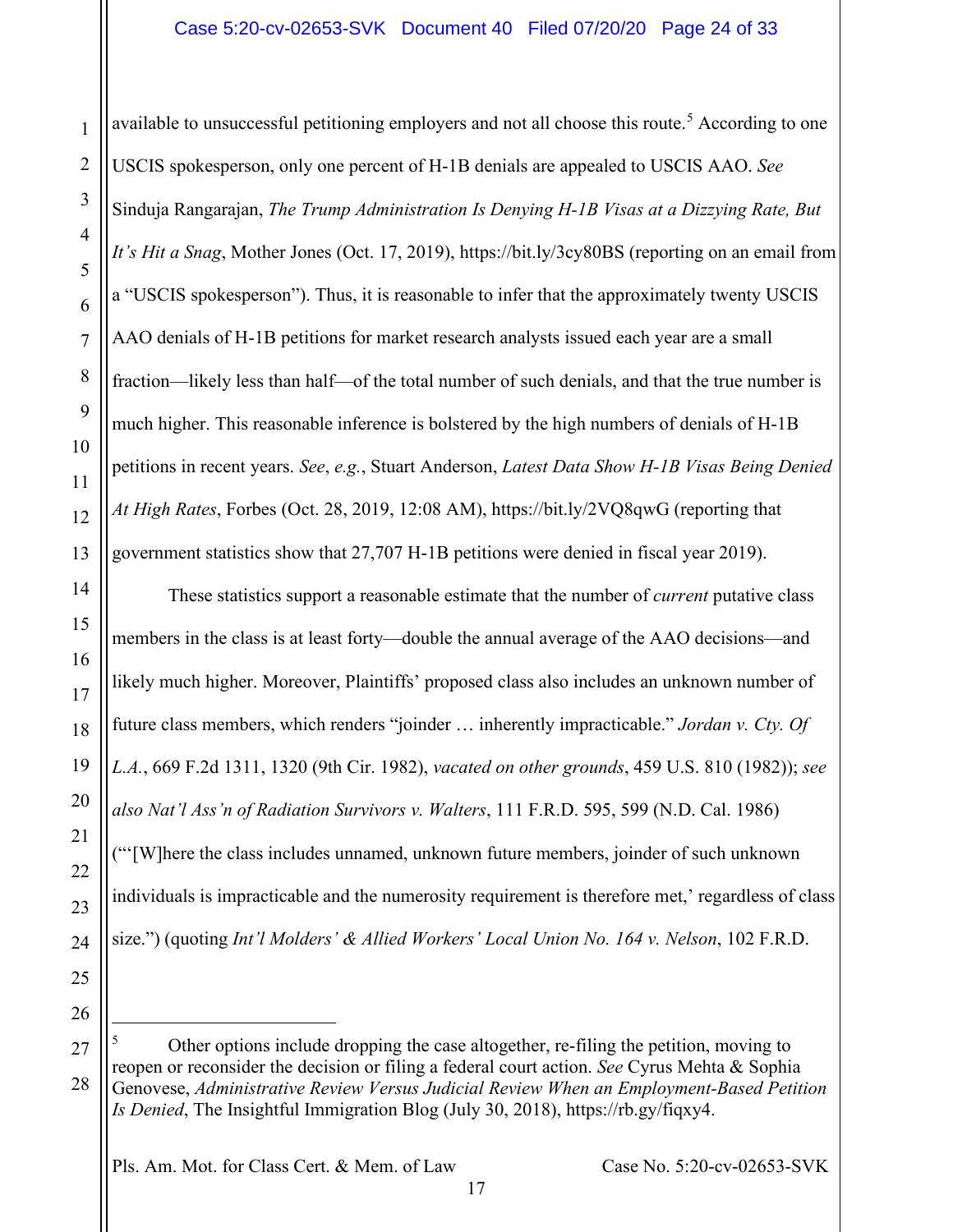available to unsuccessful petitioning employers and not all choose this route.[5] According to one USCIS spokesperson, only one percent of H-1B denials are appealed to USCIS AAO. *See* Sinduja Rangarajan, *The Trump Administration Is Denying H-1B Visas at a Dizzying Rate, But It's Hit a Snag*, Mother Jones (Oct. 17, 2019), https://bit.ly/3cy80BS (reporting on an email from a "USCIS spokesperson"). Thus, it is reasonable to infer that the approximately twenty USCIS AAO denials of H-1B petitions for market research analysts issued each year are a small fraction—likely less than half—of the total number of such denials, and that the true number is much higher. This reasonable inference is bolstered by the high numbers of denials of H-1B petitions in recent years. *See*, *e.g.*, Stuart Anderson, *Latest Data Show H-1B Visas Being Denied At High Rates*, Forbes (Oct. 28, 2019, 12:08 AM), https://bit.ly/2VQ8qwG (reporting that government statistics show that 27,707 H-1B petitions were denied in fiscal year 2019).

These statistics support a reasonable estimate that the number of *current* putative class members in the class is at least forty—double the annual average of the AAO decisions—and likely much higher. Moreover, Plaintiffs' proposed class also includes an unknown number of future class members, which renders "joinder … inherently impracticable." *Jordan v. Cty. Of L.A.*, 669 F.2d 1311, 1320 (9th Cir. 1982), *vacated on other grounds*, 459 U.S. 810 (1982)); *see also Nat'l Ass'n of Radiation Survivors v. Walters*, 111 F.R.D. 595, 599 (N.D. Cal. 1986) ("'[W]here the class includes unnamed, unknown future members, joinder of such unknown individuals is impracticable and the numerosity requirement is therefore met,' regardless of class size.") (quoting *Int'l Molders' & Allied Workers' Local Union No. 164 v. Nelson*, 102 F.R.D.

---

[5] Other options include dropping the case altogether, re-filing the petition, moving to reopen or reconsider the decision or filing a federal court action. *See* Cyrus Mehta & Sophia Genovese, *Administrative Review Versus Judicial Review When an Employment-Based Petition Is Denied*, The Insightful Immigration Blog (July 30, 2018), https://rb.gy/fiqxy4.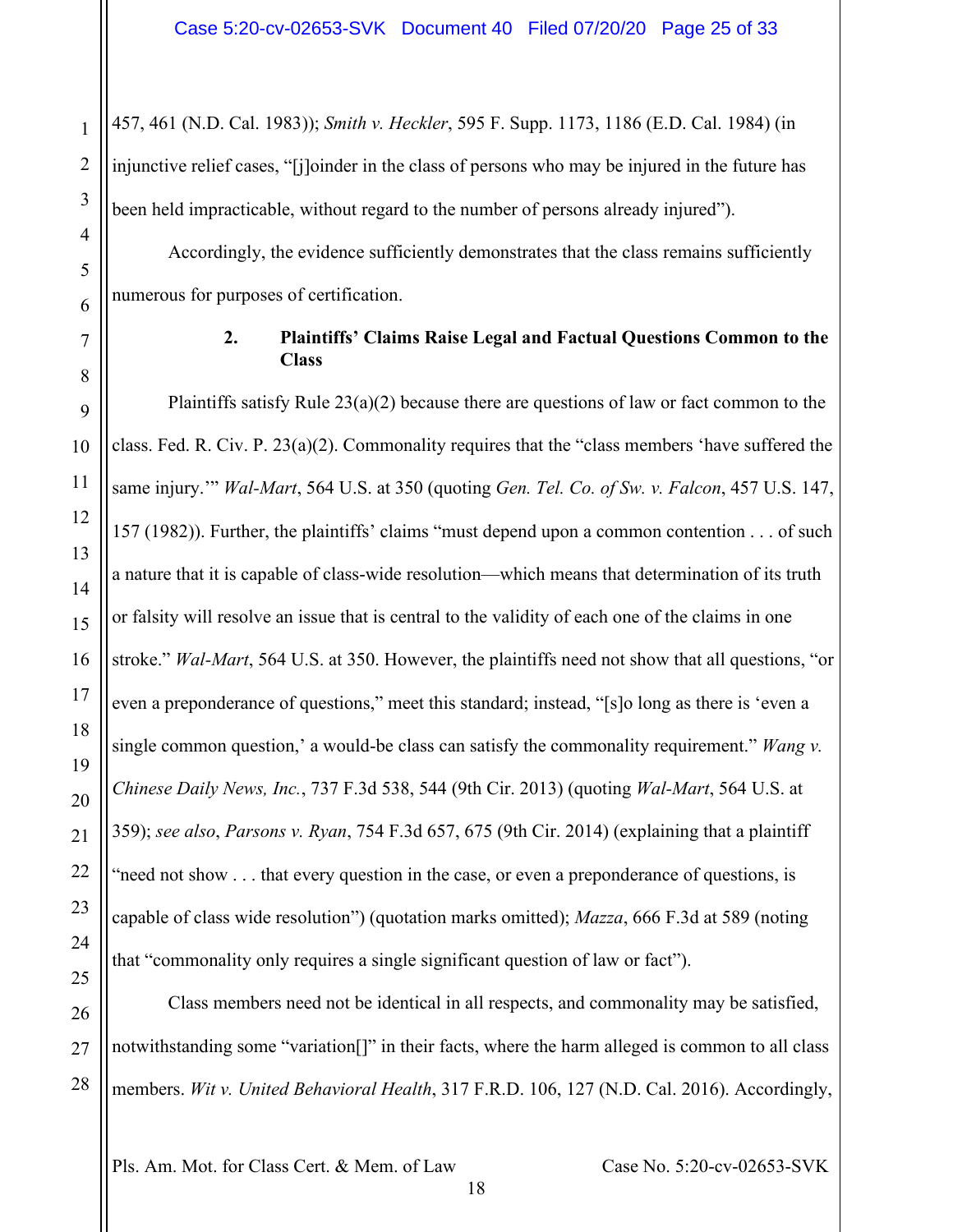457, 461 (N.D. Cal. 1983)); *Smith v. Heckler*, 595 F. Supp. 1173, 1186 (E.D. Cal. 1984) (in injunctive relief cases, "[j]oinder in the class of persons who may be injured in the future has been held impracticable, without regard to the number of persons already injured").

Accordingly, the evidence sufficiently demonstrates that the class remains sufficiently numerous for purposes of certification.

#### 2. Plaintiffs' Claims Raise Legal and Factual Questions Common to the Class

Plaintiffs satisfy Rule 23(a)(2) because there are questions of law or fact common to the class. Fed. R. Civ. P. 23(a)(2). Commonality requires that the "class members 'have suffered the same injury.'" *Wal-Mart*, 564 U.S. at 350 (quoting *Gen. Tel. Co. of Sw. v. Falcon*, 457 U.S. 147, 157 (1982)). Further, the plaintiffs' claims "must depend upon a common contention . . . of such a nature that it is capable of class-wide resolution—which means that determination of its truth or falsity will resolve an issue that is central to the validity of each one of the claims in one stroke." *Wal-Mart*, 564 U.S. at 350. However, the plaintiffs need not show that all questions, "or even a preponderance of questions," meet this standard; instead, "[s]o long as there is 'even a single common question,' a would-be class can satisfy the commonality requirement." *Wang v. Chinese Daily News, Inc.*, 737 F.3d 538, 544 (9th Cir. 2013) (quoting *Wal-Mart*, 564 U.S. at 359); *see also*, *Parsons v. Ryan*, 754 F.3d 657, 675 (9th Cir. 2014) (explaining that a plaintiff "need not show . . . that every question in the case, or even a preponderance of questions, is capable of class wide resolution") (quotation marks omitted); *Mazza*, 666 F.3d at 589 (noting that "commonality only requires a single significant question of law or fact").

Class members need not be identical in all respects, and commonality may be satisfied, notwithstanding some "variation[]" in their facts, where the harm alleged is common to all class members. *Wit v. United Behavioral Health*, 317 F.R.D. 106, 127 (N.D. Cal. 2016). Accordingly,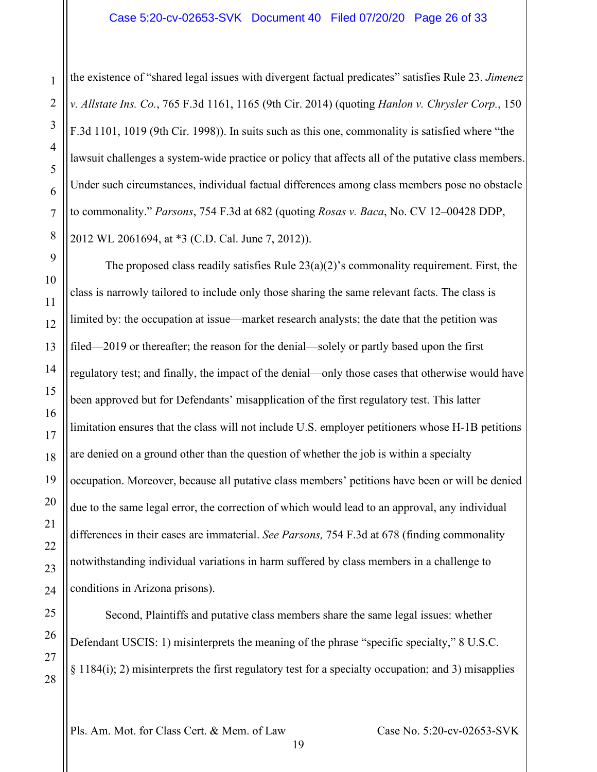the existence of "shared legal issues with divergent factual predicates" satisfies Rule 23. *Jimenez v. Allstate Ins. Co.*, 765 F.3d 1161, 1165 (9th Cir. 2014) (quoting *Hanlon v. Chrysler Corp.*, 150 F.3d 1101, 1019 (9th Cir. 1998)). In suits such as this one, commonality is satisfied where "the lawsuit challenges a system-wide practice or policy that affects all of the putative class members. Under such circumstances, individual factual differences among class members pose no obstacle to commonality." *Parsons*, 754 F.3d at 682 (quoting *Rosas v. Baca*, No. CV 12–00428 DDP, 2012 WL 2061694, at *3 (C.D. Cal. June 7, 2012)).

The proposed class readily satisfies Rule 23(a)(2)'s commonality requirement. First, the class is narrowly tailored to include only those sharing the same relevant facts. The class is limited by: the occupation at issue—market research analysts; the date that the petition was filed—2019 or thereafter; the reason for the denial—solely or partly based upon the first regulatory test; and finally, the impact of the denial—only those cases that otherwise would have been approved but for Defendants' misapplication of the first regulatory test. This latter limitation ensures that the class will not include U.S. employer petitioners whose H-1B petitions are denied on a ground other than the question of whether the job is within a specialty occupation. Moreover, because all putative class members' petitions have been or will be denied due to the same legal error, the correction of which would lead to an approval, any individual differences in their cases are immaterial. *See Parsons,* 754 F.3d at 678 (finding commonality notwithstanding individual variations in harm suffered by class members in a challenge to conditions in Arizona prisons).

Second, Plaintiffs and putative class members share the same legal issues: whether Defendant USCIS: 1) misinterprets the meaning of the phrase "specific specialty," 8 U.S.C. § 1184(i); 2) misinterprets the first regulatory test for a specialty occupation; and 3) misapplies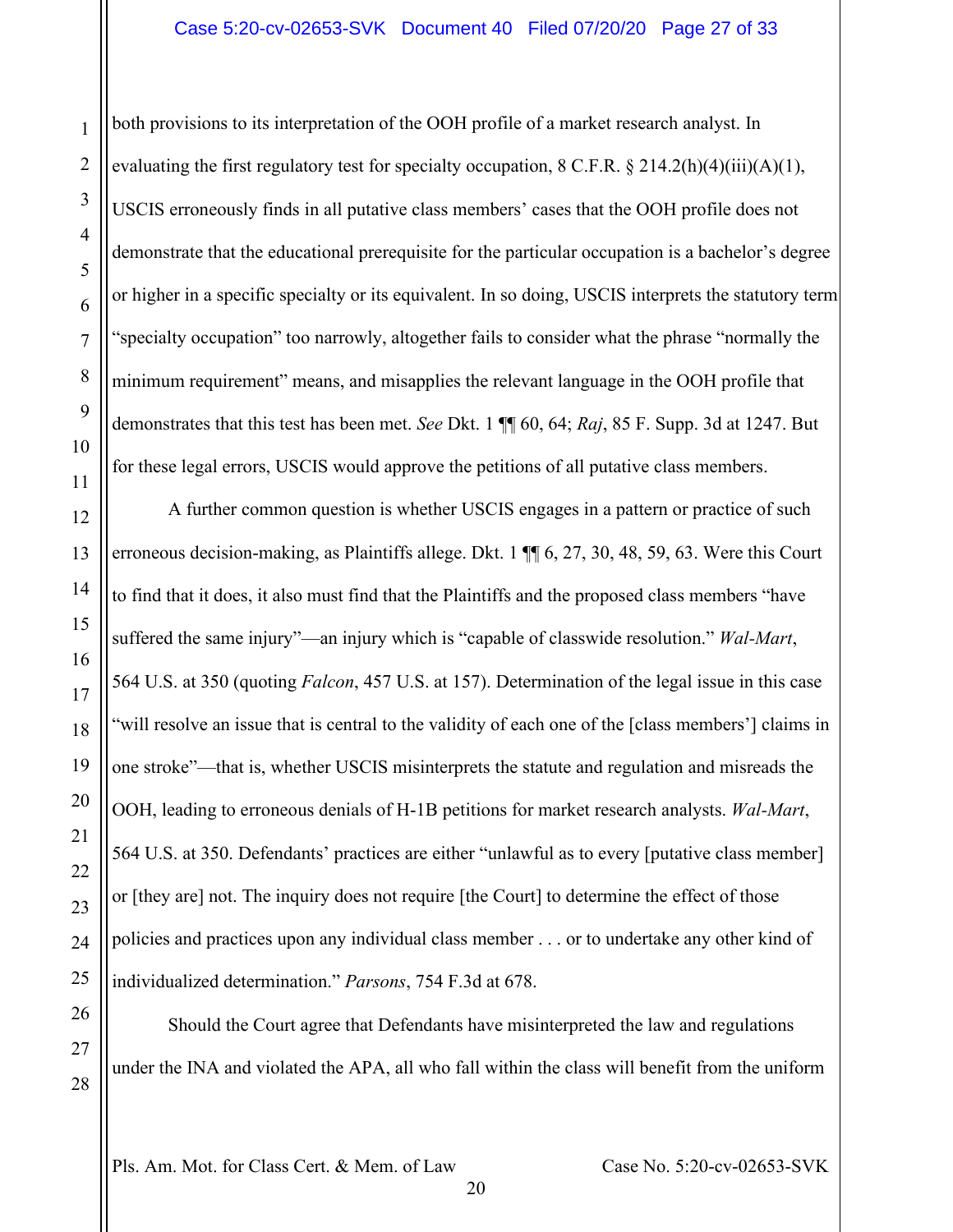both provisions to its interpretation of the OOH profile of a market research analyst. In evaluating the first regulatory test for specialty occupation, 8 C.F.R. § 214.2(h)(4)(iii)(A)(1), USCIS erroneously finds in all putative class members' cases that the OOH profile does not demonstrate that the educational prerequisite for the particular occupation is a bachelor's degree or higher in a specific specialty or its equivalent. In so doing, USCIS interprets the statutory term "specialty occupation" too narrowly, altogether fails to consider what the phrase "normally the minimum requirement" means, and misapplies the relevant language in the OOH profile that demonstrates that this test has been met. *See* Dkt. 1 ¶¶ 60, 64; *Raj*, 85 F. Supp. 3d at 1247. But for these legal errors, USCIS would approve the petitions of all putative class members.

A further common question is whether USCIS engages in a pattern or practice of such erroneous decision-making, as Plaintiffs allege. Dkt. 1 ¶¶ 6, 27, 30, 48, 59, 63. Were this Court to find that it does, it also must find that the Plaintiffs and the proposed class members "have suffered the same injury"—an injury which is "capable of classwide resolution." *Wal-Mart*, 564 U.S. at 350 (quoting *Falcon*, 457 U.S. at 157). Determination of the legal issue in this case "will resolve an issue that is central to the validity of each one of the [class members'] claims in one stroke"—that is, whether USCIS misinterprets the statute and regulation and misreads the OOH, leading to erroneous denials of H-1B petitions for market research analysts. *Wal-Mart*, 564 U.S. at 350. Defendants' practices are either "unlawful as to every [putative class member] or [they are] not. The inquiry does not require [the Court] to determine the effect of those policies and practices upon any individual class member . . . or to undertake any other kind of individualized determination." *Parsons*, 754 F.3d at 678.

Should the Court agree that Defendants have misinterpreted the law and regulations under the INA and violated the APA, all who fall within the class will benefit from the uniform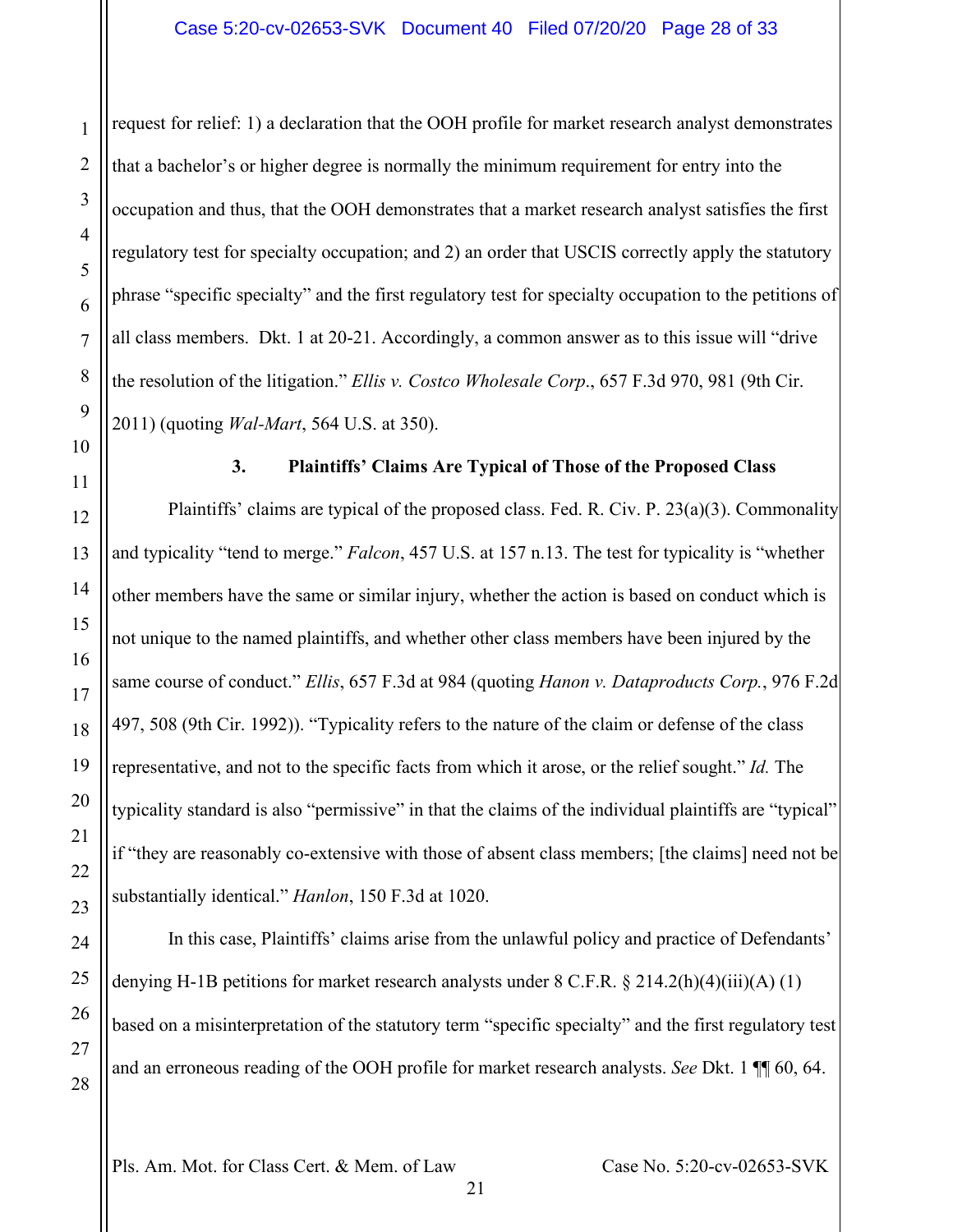request for relief: 1) a declaration that the OOH profile for market research analyst demonstrates that a bachelor's or higher degree is normally the minimum requirement for entry into the occupation and thus, that the OOH demonstrates that a market research analyst satisfies the first regulatory test for specialty occupation; and 2) an order that USCIS correctly apply the statutory phrase "specific specialty" and the first regulatory test for specialty occupation to the petitions of all class members. Dkt. 1 at 20-21. Accordingly, a common answer as to this issue will "drive the resolution of the litigation." *Ellis v. Costco Wholesale Corp*., 657 F.3d 970, 981 (9th Cir. 2011) (quoting *Wal-Mart*, 564 U.S. at 350).

### 3. Plaintiffs' Claims Are Typical of Those of the Proposed Class

Plaintiffs' claims are typical of the proposed class. Fed. R. Civ. P. 23(a)(3). Commonality and typicality "tend to merge." *Falcon*, 457 U.S. at 157 n.13. The test for typicality is "whether other members have the same or similar injury, whether the action is based on conduct which is not unique to the named plaintiffs, and whether other class members have been injured by the same course of conduct." *Ellis*, 657 F.3d at 984 (quoting *Hanon v. Dataproducts Corp.*, 976 F.2d 497, 508 (9th Cir. 1992)). "Typicality refers to the nature of the claim or defense of the class representative, and not to the specific facts from which it arose, or the relief sought." *Id.* The typicality standard is also "permissive" in that the claims of the individual plaintiffs are "typical" if "they are reasonably co-extensive with those of absent class members; [the claims] need not be substantially identical." *Hanlon*, 150 F.3d at 1020.

In this case, Plaintiffs' claims arise from the unlawful policy and practice of Defendants' denying H-1B petitions for market research analysts under 8 C.F.R. § 214.2(h)(4)(iii)(A) (1) based on a misinterpretation of the statutory term "specific specialty" and the first regulatory test and an erroneous reading of the OOH profile for market research analysts. *See* Dkt. 1 ¶¶ 60, 64.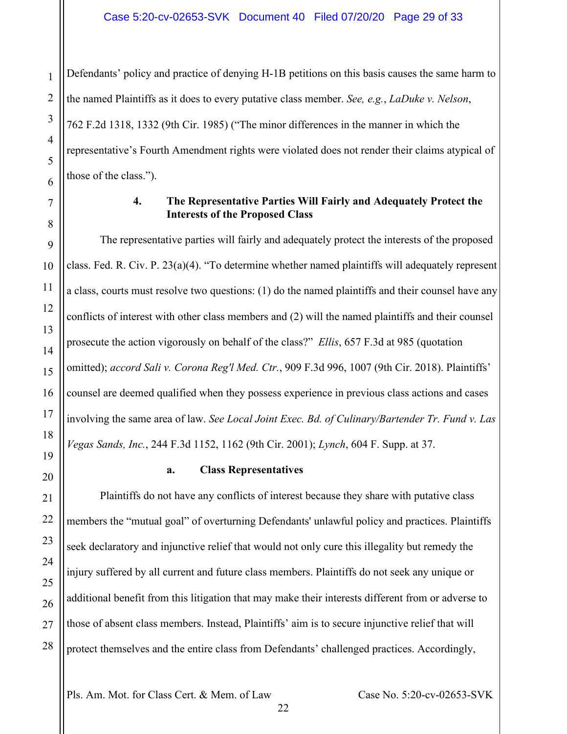Defendants' policy and practice of denying H-1B petitions on this basis causes the same harm to the named Plaintiffs as it does to every putative class member. *See, e.g.*, *LaDuke v. Nelson*, 762 F.2d 1318, 1332 (9th Cir. 1985) ("The minor differences in the manner in which the representative's Fourth Amendment rights were violated does not render their claims atypical of those of the class.").

#### 4. The Representative Parties Will Fairly and Adequately Protect the Interests of the Proposed Class

The representative parties will fairly and adequately protect the interests of the proposed class. Fed. R. Civ. P. 23(a)(4). "To determine whether named plaintiffs will adequately represent a class, courts must resolve two questions: (1) do the named plaintiffs and their counsel have any conflicts of interest with other class members and (2) will the named plaintiffs and their counsel prosecute the action vigorously on behalf of the class?" *Ellis*, 657 F.3d at 985 (quotation omitted); *accord Sali v. Corona Reg'l Med. Ctr.*, 909 F.3d 996, 1007 (9th Cir. 2018). Plaintiffs' counsel are deemed qualified when they possess experience in previous class actions and cases involving the same area of law. *See Local Joint Exec. Bd. of Culinary/Bartender Tr. Fund v. Las Vegas Sands, Inc.*, 244 F.3d 1152, 1162 (9th Cir. 2001); *Lynch*, 604 F. Supp. at 37.

##### a. Class Representatives

Plaintiffs do not have any conflicts of interest because they share with putative class members the "mutual goal" of overturning Defendants' unlawful policy and practices. Plaintiffs seek declaratory and injunctive relief that would not only cure this illegality but remedy the injury suffered by all current and future class members. Plaintiffs do not seek any unique or additional benefit from this litigation that may make their interests different from or adverse to those of absent class members. Instead, Plaintiffs' aim is to secure injunctive relief that will protect themselves and the entire class from Defendants' challenged practices. Accordingly,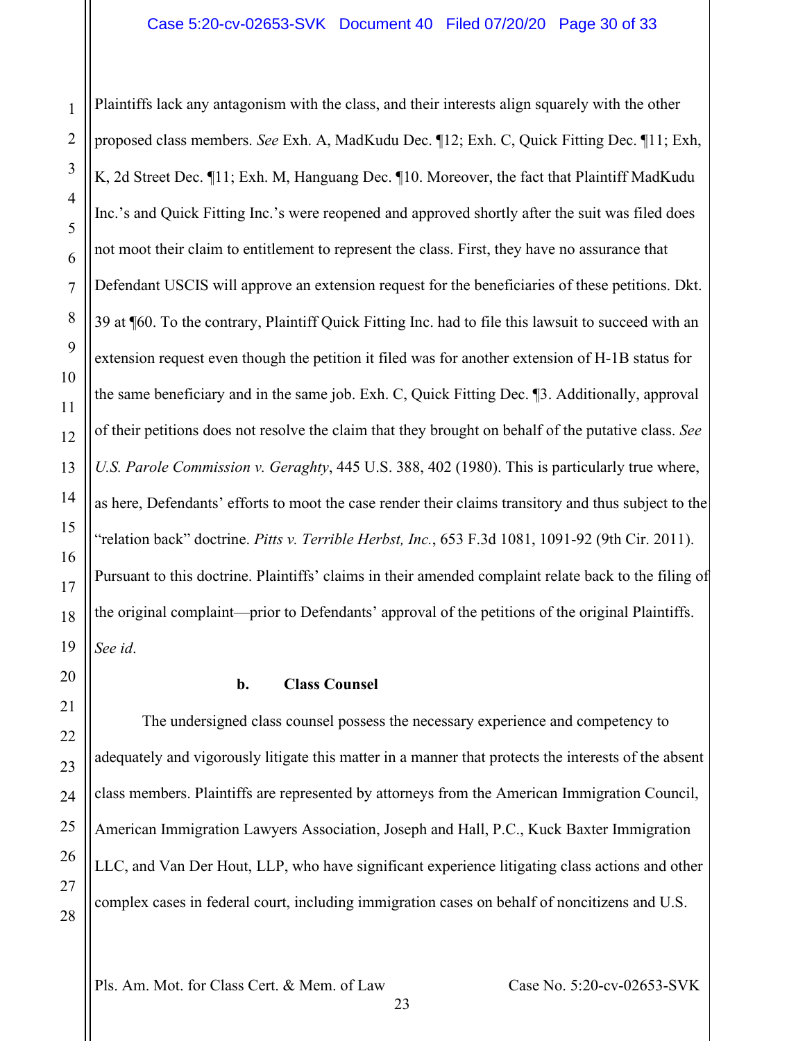Plaintiffs lack any antagonism with the class, and their interests align squarely with the other proposed class members. *See* Exh. A, MadKudu Dec. ¶12; Exh. C, Quick Fitting Dec. ¶11; Exh, K, 2d Street Dec. ¶11; Exh. M, Hanguang Dec. ¶10. Moreover, the fact that Plaintiff MadKudu Inc.'s and Quick Fitting Inc.'s were reopened and approved shortly after the suit was filed does not moot their claim to entitlement to represent the class. First, they have no assurance that Defendant USCIS will approve an extension request for the beneficiaries of these petitions. Dkt. 39 at ¶60. To the contrary, Plaintiff Quick Fitting Inc. had to file this lawsuit to succeed with an extension request even though the petition it filed was for another extension of H-1B status for the same beneficiary and in the same job. Exh. C, Quick Fitting Dec. ¶3. Additionally, approval of their petitions does not resolve the claim that they brought on behalf of the putative class. *See U.S. Parole Commission v. Geraghty*, 445 U.S. 388, 402 (1980). This is particularly true where, as here, Defendants' efforts to moot the case render their claims transitory and thus subject to the "relation back" doctrine. *Pitts v. Terrible Herbst, Inc.*, 653 F.3d 1081, 1091-92 (9th Cir. 2011). Pursuant to this doctrine. Plaintiffs' claims in their amended complaint relate back to the filing of the original complaint—prior to Defendants' approval of the petitions of the original Plaintiffs. *See id*.

**b. Class Counsel**

The undersigned class counsel possess the necessary experience and competency to adequately and vigorously litigate this matter in a manner that protects the interests of the absent class members. Plaintiffs are represented by attorneys from the American Immigration Council, American Immigration Lawyers Association, Joseph and Hall, P.C., Kuck Baxter Immigration LLC, and Van Der Hout, LLP, who have significant experience litigating class actions and other complex cases in federal court, including immigration cases on behalf of noncitizens and U.S.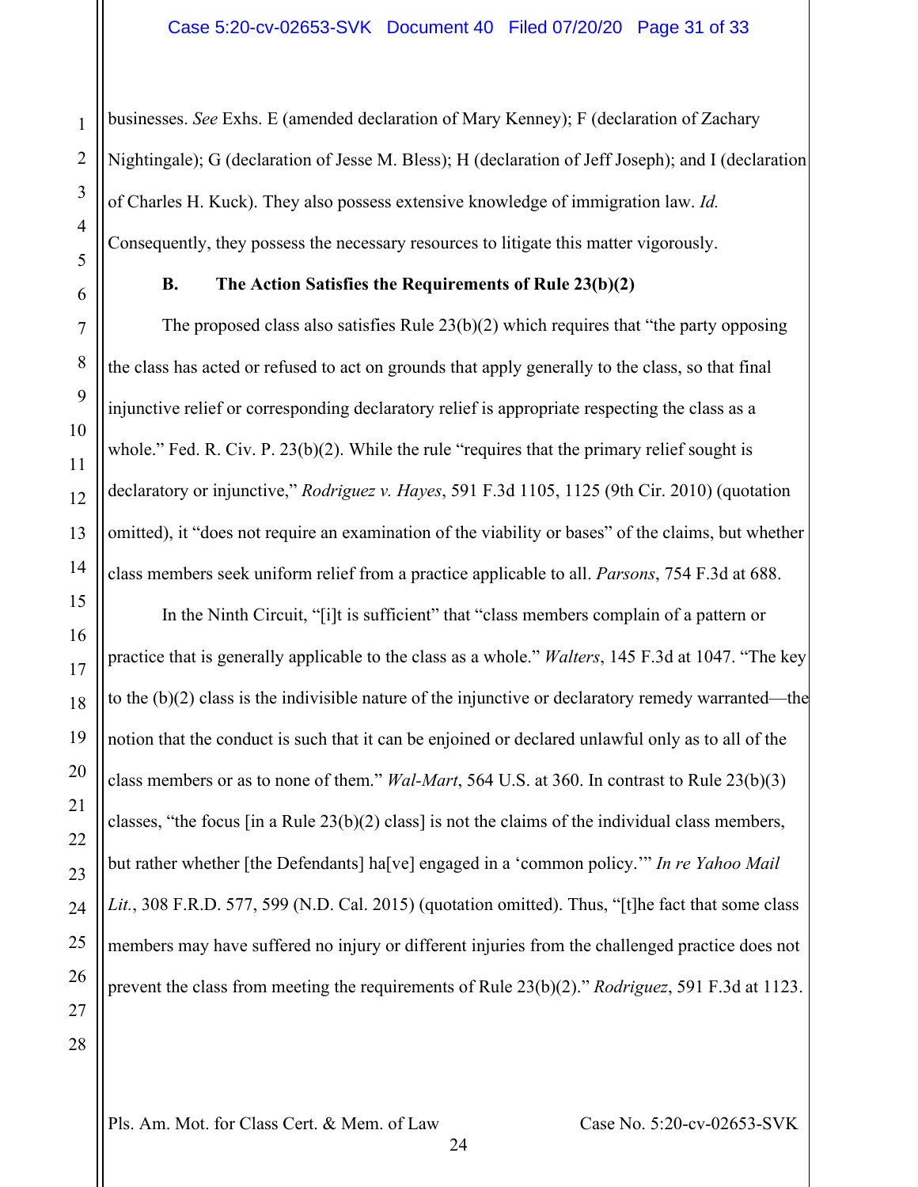businesses. *See* Exhs. E (amended declaration of Mary Kenney); F (declaration of Zachary Nightingale); G (declaration of Jesse M. Bless); H (declaration of Jeff Joseph); and I (declaration of Charles H. Kuck). They also possess extensive knowledge of immigration law. *Id.* Consequently, they possess the necessary resources to litigate this matter vigorously.

### B. The Action Satisfies the Requirements of Rule 23(b)(2)

The proposed class also satisfies Rule 23(b)(2) which requires that "the party opposing the class has acted or refused to act on grounds that apply generally to the class, so that final injunctive relief or corresponding declaratory relief is appropriate respecting the class as a whole." Fed. R. Civ. P. 23(b)(2). While the rule "requires that the primary relief sought is declaratory or injunctive," *Rodriguez v. Hayes*, 591 F.3d 1105, 1125 (9th Cir. 2010) (quotation omitted), it "does not require an examination of the viability or bases" of the claims, but whether class members seek uniform relief from a practice applicable to all. *Parsons*, 754 F.3d at 688.

In the Ninth Circuit, "[i]t is sufficient" that "class members complain of a pattern or practice that is generally applicable to the class as a whole." *Walters*, 145 F.3d at 1047. "The key to the (b)(2) class is the indivisible nature of the injunctive or declaratory remedy warranted—the notion that the conduct is such that it can be enjoined or declared unlawful only as to all of the class members or as to none of them." *Wal-Mart*, 564 U.S. at 360. In contrast to Rule 23(b)(3) classes, "the focus [in a Rule 23(b)(2) class] is not the claims of the individual class members, but rather whether [the Defendants] ha[ve] engaged in a 'common policy.'" *In re Yahoo Mail Lit.*, 308 F.R.D. 577, 599 (N.D. Cal. 2015) (quotation omitted). Thus, "[t]he fact that some class members may have suffered no injury or different injuries from the challenged practice does not prevent the class from meeting the requirements of Rule 23(b)(2)." *Rodriguez*, 591 F.3d at 1123.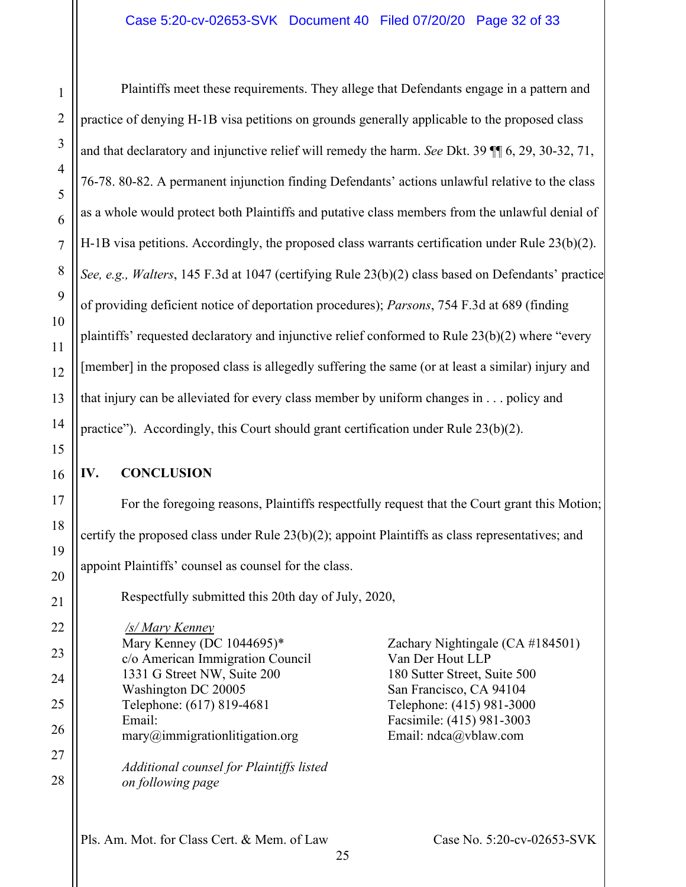Plaintiffs meet these requirements. They allege that Defendants engage in a pattern and practice of denying H-1B visa petitions on grounds generally applicable to the proposed class and that declaratory and injunctive relief will remedy the harm. *See* Dkt. 39 ¶¶ 6, 29, 30-32, 71, 76-78. 80-82. A permanent injunction finding Defendants' actions unlawful relative to the class as a whole would protect both Plaintiffs and putative class members from the unlawful denial of H-1B visa petitions. Accordingly, the proposed class warrants certification under Rule 23(b)(2). *See, e.g., Walters*, 145 F.3d at 1047 (certifying Rule 23(b)(2) class based on Defendants' practice of providing deficient notice of deportation procedures); *Parsons*, 754 F.3d at 689 (finding plaintiffs' requested declaratory and injunctive relief conformed to Rule 23(b)(2) where "every [member] in the proposed class is allegedly suffering the same (or at least a similar) injury and that injury can be alleviated for every class member by uniform changes in . . . policy and practice"). Accordingly, this Court should grant certification under Rule 23(b)(2).

## IV. CONCLUSION

For the foregoing reasons, Plaintiffs respectfully request that the Court grant this Motion; certify the proposed class under Rule 23(b)(2); appoint Plaintiffs as class representatives; and appoint Plaintiffs' counsel as counsel for the class.

Respectfully submitted this 20th day of July, 2020,

/s/ Mary Kenney
Mary Kenney (DC 1044695)*
c/o American Immigration Council
1331 G Street NW, Suite 200
Washington DC 20005
Telephone: (617) 819-4681
Email:
mary@immigrationlitigation.org

*Additional counsel for Plaintiffs listed on following page*

Zachary Nightingale (CA #184501)
Van Der Hout LLP
180 Sutter Street, Suite 500
San Francisco, CA 94104
Telephone: (415) 981-3000
Facsimile: (415) 981-3003
Email: ndca@vblaw.com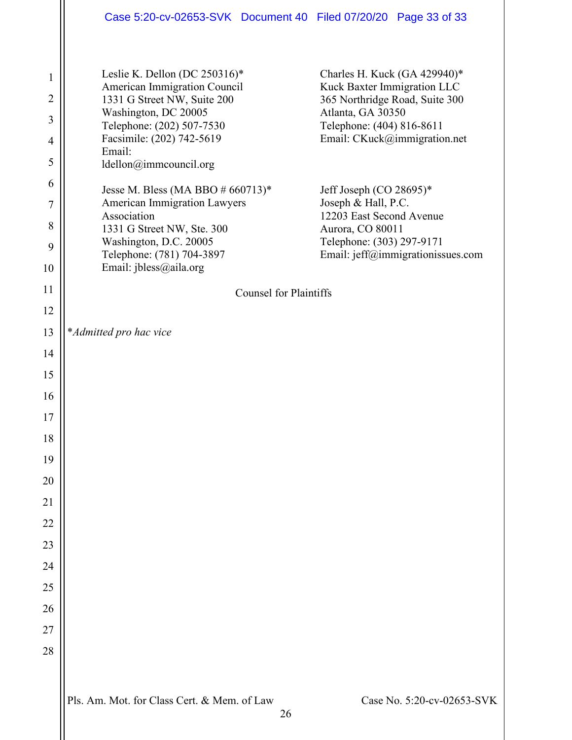Leslie K. Dellon (DC 250316)*
American Immigration Council
1331 G Street NW, Suite 200
Washington, DC 20005
Telephone: (202) 507-7530
Facsimile: (202) 742-5619
Email:
ldellon@immcouncil.org

Charles H. Kuck (GA 429940)*
Kuck Baxter Immigration LLC
365 Northridge Road, Suite 300
Atlanta, GA 30350
Telephone: (404) 816-8611
Email: CKuck@immigration.net

Jesse M. Bless (MA BBO # 660713)*
American Immigration Lawyers Association
1331 G Street NW, Ste. 300
Washington, D.C. 20005
Telephone: (781) 704-3897
Email: jbless@aila.org

Jeff Joseph (CO 28695)*
Joseph & Hall, P.C.
12203 East Second Avenue
Aurora, CO 80011
Telephone: (303) 297-9171
Email: jeff@immigrationissues.com

Counsel for Plaintiffs

**Admitted pro hac vice*